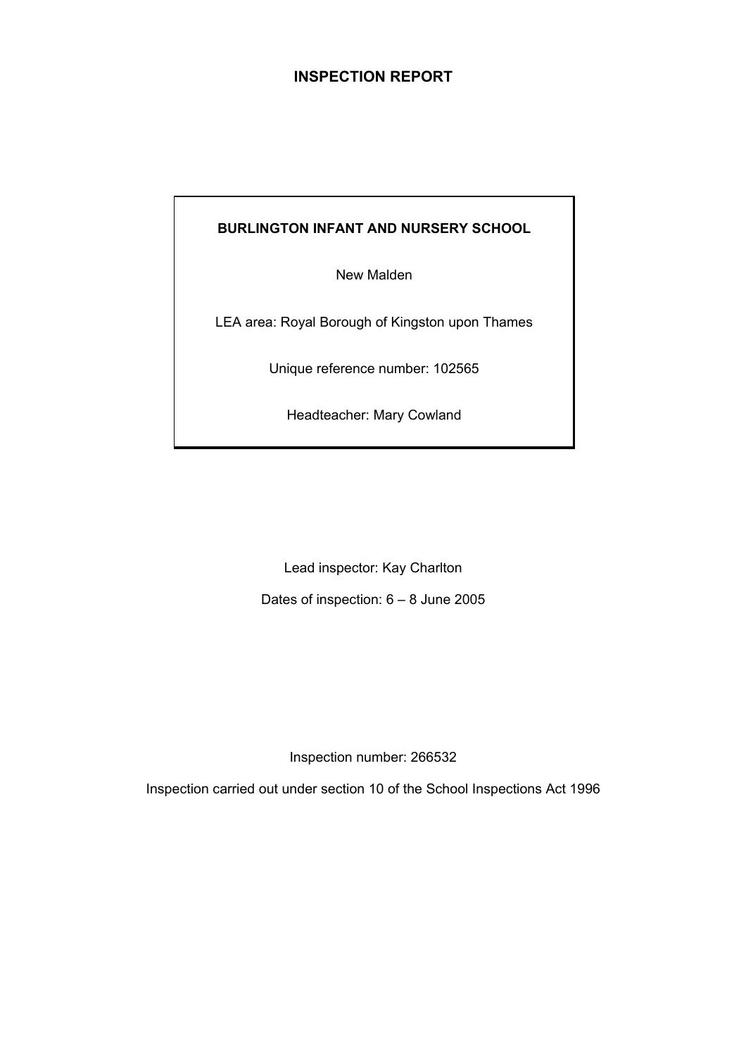# INSPECTION REPORT

**BURLINGTON INFANT AND NURSERY SCHOOL**

New Malden

LEA area: Royal Borough of Kingston upon Thames

Unique reference number: 102565

Headteacher: Mary Cowland

Lead inspector: Kay Charlton

Dates of inspection: 6 – 8 June 2005

Inspection number: 266532

Inspection carried out under section 10 of the School Inspections Act 1996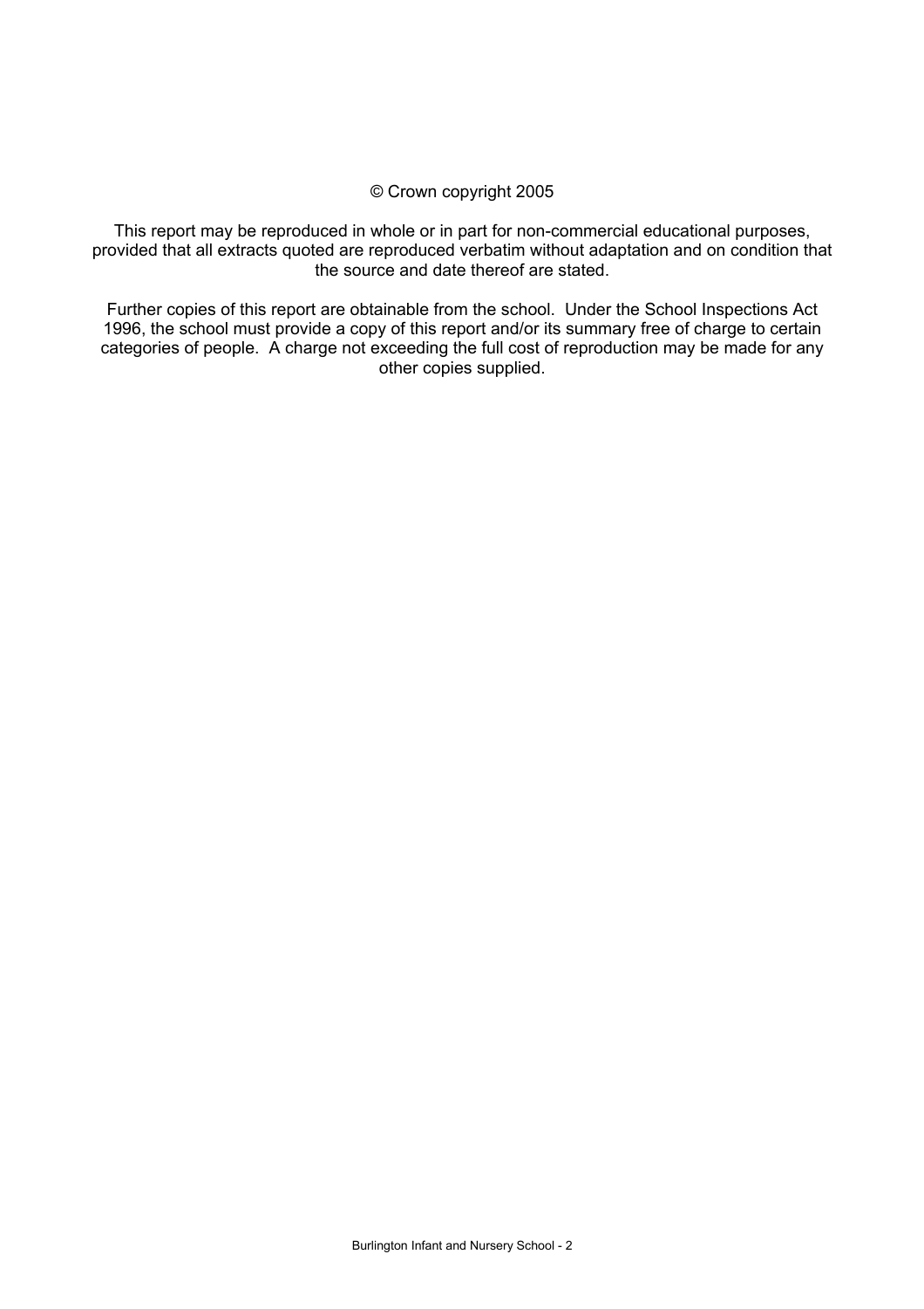© Crown copyright 2005

This report may be reproduced in whole or in part for non-commercial educational purposes, provided that all extracts quoted are reproduced verbatim without adaptation and on condition that the source and date thereof are stated.

Further copies of this report are obtainable from the school. Under the School Inspections Act 1996, the school must provide a copy of this report and/or its summary free of charge to certain categories of people. A charge not exceeding the full cost of reproduction may be made for any other copies supplied.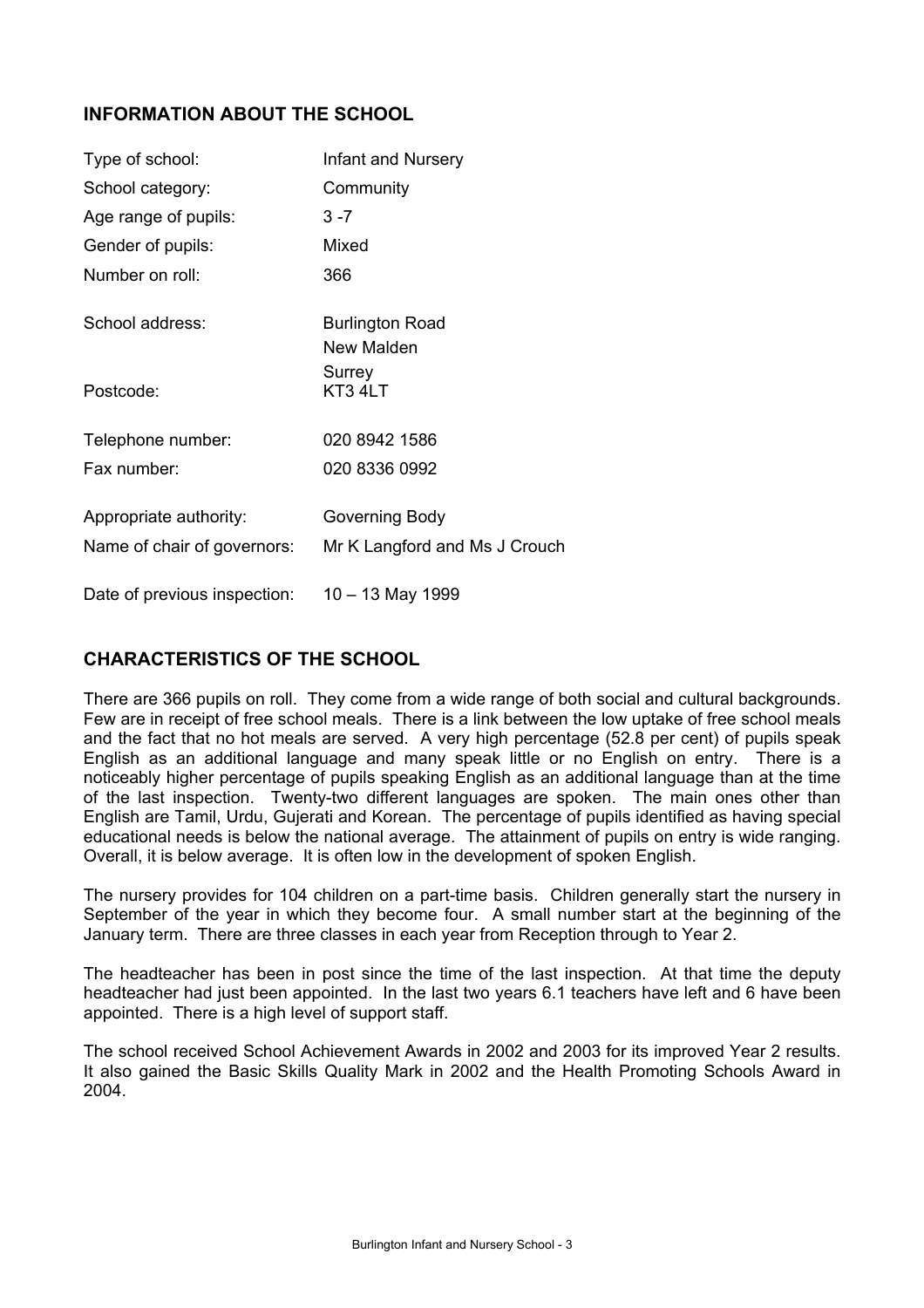## INFORMATION ABOUT THE SCHOOL

| | |
|---|---|
| Type of school: | Infant and Nursery |
| School category: | Community |
| Age range of pupils: | 3 -7 |
| Gender of pupils: | Mixed |
| Number on roll: | 366 |
| School address: | Burlington Road<br>New Malden<br>Surrey |
| Postcode: | KT3 4LT |
| Telephone number: | 020 8942 1586 |
| Fax number: | 020 8336 0992 |
| Appropriate authority: | Governing Body |
| Name of chair of governors: | Mr K Langford and Ms J Crouch |
| Date of previous inspection: | 10 – 13 May 1999 |

## CHARACTERISTICS OF THE SCHOOL

There are 366 pupils on roll. They come from a wide range of both social and cultural backgrounds. Few are in receipt of free school meals. There is a link between the low uptake of free school meals and the fact that no hot meals are served. A very high percentage (52.8 per cent) of pupils speak English as an additional language and many speak little or no English on entry. There is a noticeably higher percentage of pupils speaking English as an additional language than at the time of the last inspection. Twenty-two different languages are spoken. The main ones other than English are Tamil, Urdu, Gujerati and Korean. The percentage of pupils identified as having special educational needs is below the national average. The attainment of pupils on entry is wide ranging. Overall, it is below average. It is often low in the development of spoken English.

The nursery provides for 104 children on a part-time basis. Children generally start the nursery in September of the year in which they become four. A small number start at the beginning of the January term. There are three classes in each year from Reception through to Year 2.

The headteacher has been in post since the time of the last inspection. At that time the deputy headteacher had just been appointed. In the last two years 6.1 teachers have left and 6 have been appointed. There is a high level of support staff.

The school received School Achievement Awards in 2002 and 2003 for its improved Year 2 results. It also gained the Basic Skills Quality Mark in 2002 and the Health Promoting Schools Award in 2004.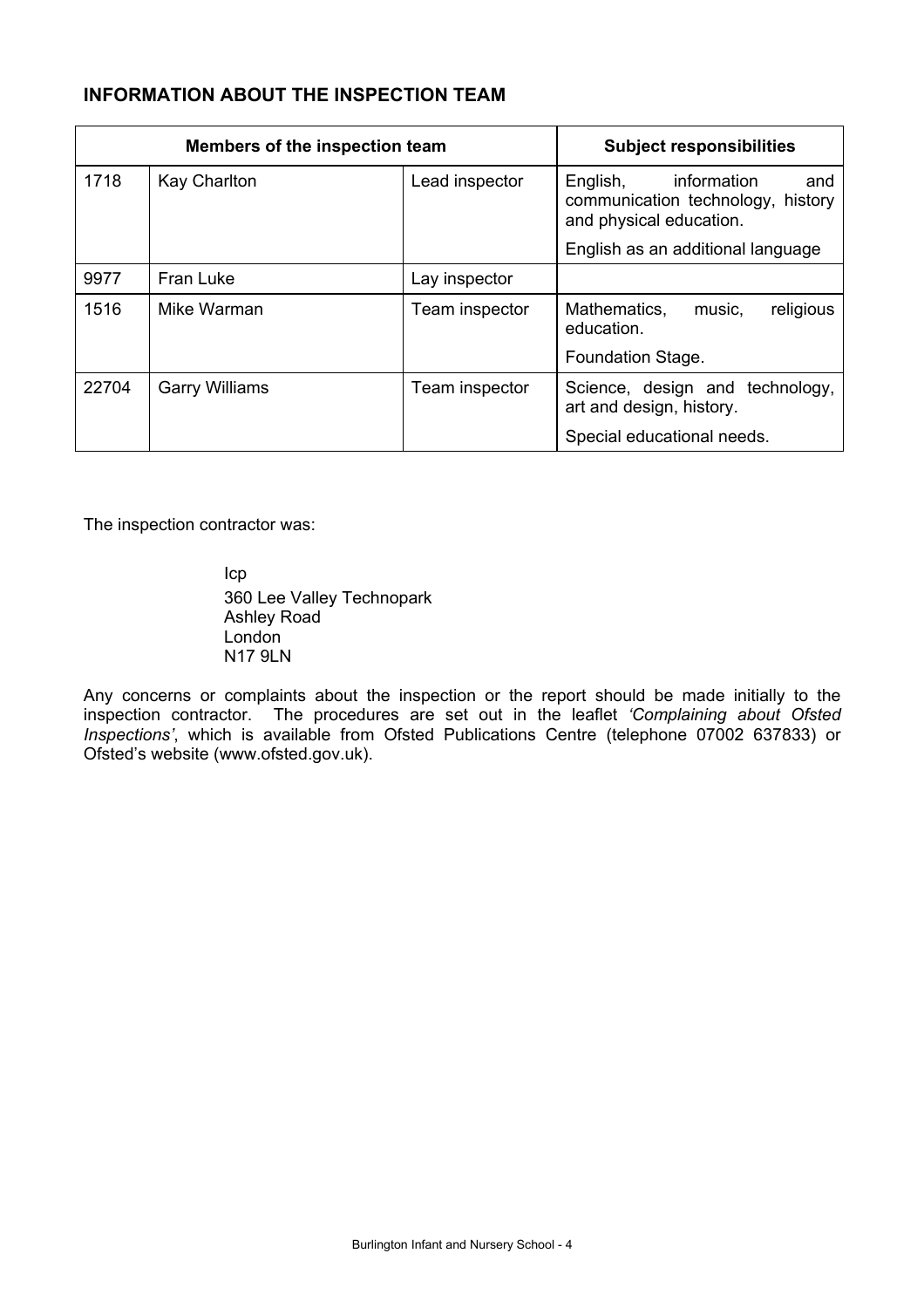## INFORMATION ABOUT THE INSPECTION TEAM

| Members of the inspection team | | | Subject responsibilities |
|---|---|---|---|
| 1718 | Kay Charlton | Lead inspector | English, information and communication technology, history and physical education.<br><br>English as an additional language |
| 9977 | Fran Luke | Lay inspector | |
| 1516 | Mike Warman | Team inspector | Mathematics, music, religious education.<br><br>Foundation Stage. |
| 22704 | Garry Williams | Team inspector | Science, design and technology, art and design, history.<br><br>Special educational needs. |

The inspection contractor was:

Icp
360 Lee Valley Technopark
Ashley Road
London
N17 9LN

Any concerns or complaints about the inspection or the report should be made initially to the inspection contractor. The procedures are set out in the leaflet *'Complaining about Ofsted Inspections'*, which is available from Ofsted Publications Centre (telephone 07002 637833) or Ofsted's website (www.ofsted.gov.uk).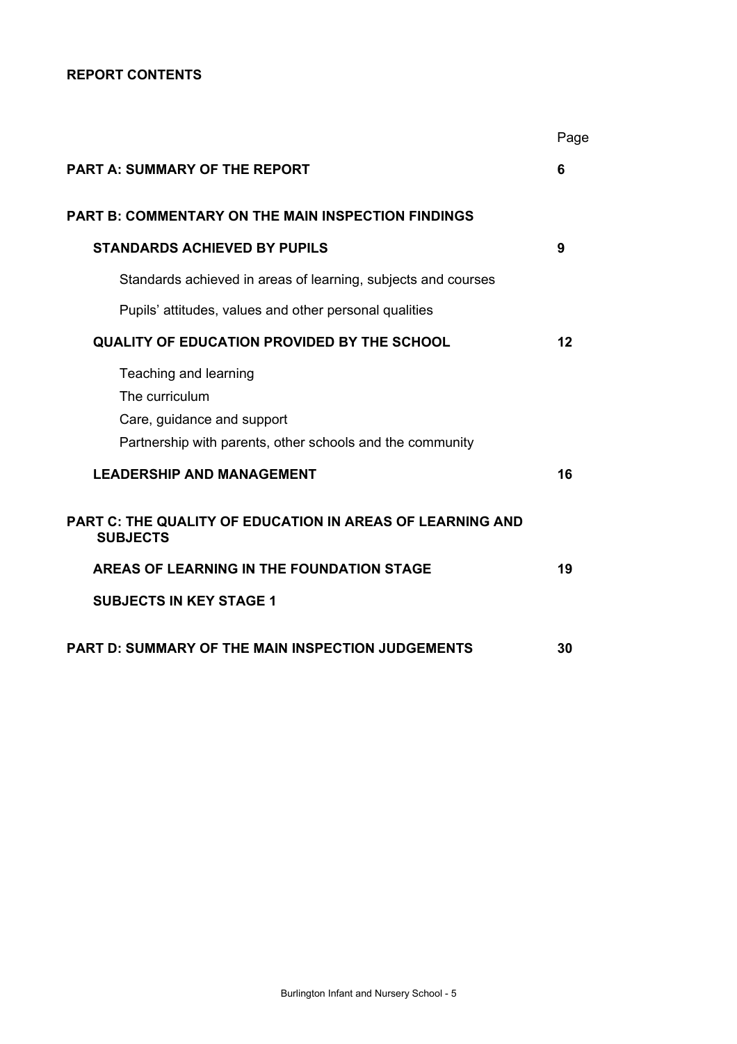**REPORT CONTENTS**

| | Page |
|---|---|
| **PART A: SUMMARY OF THE REPORT** | **6** |
| **PART B: COMMENTARY ON THE MAIN INSPECTION FINDINGS** | |
| **STANDARDS ACHIEVED BY PUPILS** | **9** |
| Standards achieved in areas of learning, subjects and courses | |
| Pupils' attitudes, values and other personal qualities | |
| **QUALITY OF EDUCATION PROVIDED BY THE SCHOOL** | **12** |
| Teaching and learning | |
| The curriculum | |
| Care, guidance and support | |
| Partnership with parents, other schools and the community | |
| **LEADERSHIP AND MANAGEMENT** | **16** |
| **PART C: THE QUALITY OF EDUCATION IN AREAS OF LEARNING AND SUBJECTS** | |
| **AREAS OF LEARNING IN THE FOUNDATION STAGE** | **19** |
| **SUBJECTS IN KEY STAGE 1** | |
| **PART D: SUMMARY OF THE MAIN INSPECTION JUDGEMENTS** | **30** |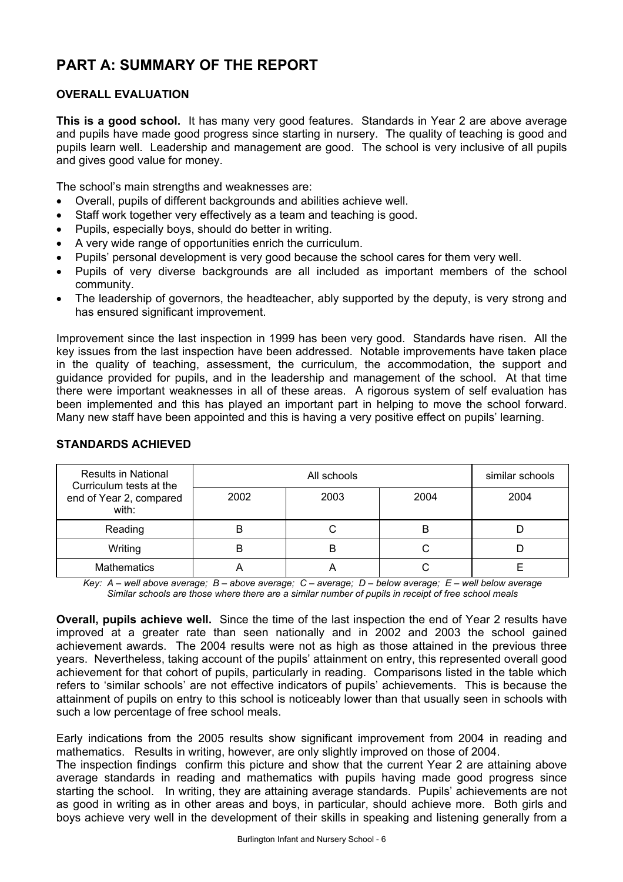# PART A: SUMMARY OF THE REPORT

## OVERALL EVALUATION

**This is a good school.** It has many very good features. Standards in Year 2 are above average and pupils have made good progress since starting in nursery. The quality of teaching is good and pupils learn well. Leadership and management are good. The school is very inclusive of all pupils and gives good value for money.

The school's main strengths and weaknesses are:

- Overall, pupils of different backgrounds and abilities achieve well.
- Staff work together very effectively as a team and teaching is good.
- Pupils, especially boys, should do better in writing.
- A very wide range of opportunities enrich the curriculum.
- Pupils' personal development is very good because the school cares for them very well.
- Pupils of very diverse backgrounds are all included as important members of the school community.
- The leadership of governors, the headteacher, ably supported by the deputy, is very strong and has ensured significant improvement.

Improvement since the last inspection in 1999 has been very good. Standards have risen. All the key issues from the last inspection have been addressed. Notable improvements have taken place in the quality of teaching, assessment, the curriculum, the accommodation, the support and guidance provided for pupils, and in the leadership and management of the school. At that time there were important weaknesses in all of these areas. A rigorous system of self evaluation has been implemented and this has played an important part in helping to move the school forward. Many new staff have been appointed and this is having a very positive effect on pupils' learning.

## STANDARDS ACHIEVED

| Results in National Curriculum tests at the end of Year 2, compared with: | All schools | | | similar schools |
|---|---|---|---|---|
| | 2002 | 2003 | 2004 | 2004 |
| Reading | B | C | B | D |
| Writing | B | B | C | D |
| Mathematics | A | A | C | E |

*Key: A – well above average; B – above average; C – average; D – below average; E – well below average*
*Similar schools are those where there are a similar number of pupils in receipt of free school meals*

**Overall, pupils achieve well.** Since the time of the last inspection the end of Year 2 results have improved at a greater rate than seen nationally and in 2002 and 2003 the school gained achievement awards. The 2004 results were not as high as those attained in the previous three years. Nevertheless, taking account of the pupils' attainment on entry, this represented overall good achievement for that cohort of pupils, particularly in reading. Comparisons listed in the table which refers to 'similar schools' are not effective indicators of pupils' achievements. This is because the attainment of pupils on entry to this school is noticeably lower than that usually seen in schools with such a low percentage of free school meals.

Early indications from the 2005 results show significant improvement from 2004 in reading and mathematics. Results in writing, however, are only slightly improved on those of 2004.

The inspection findings confirm this picture and show that the current Year 2 are attaining above average standards in reading and mathematics with pupils having made good progress since starting the school. In writing, they are attaining average standards. Pupils' achievements are not as good in writing as in other areas and boys, in particular, should achieve more. Both girls and boys achieve very well in the development of their skills in speaking and listening generally from a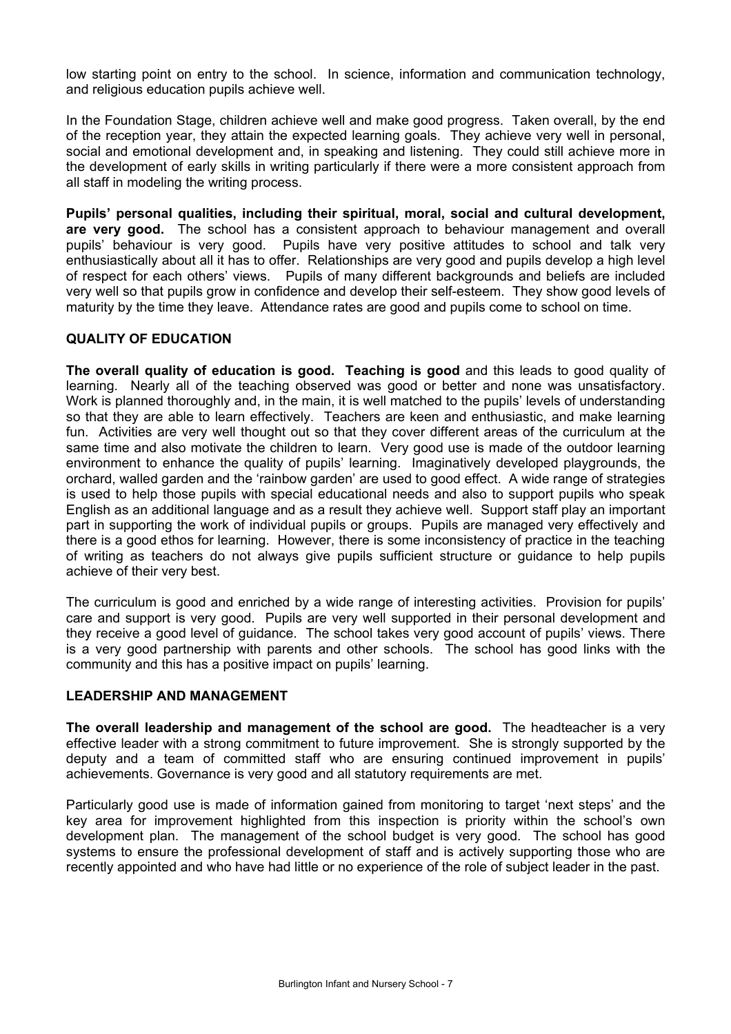low starting point on entry to the school. In science, information and communication technology, and religious education pupils achieve well.

In the Foundation Stage, children achieve well and make good progress. Taken overall, by the end of the reception year, they attain the expected learning goals. They achieve very well in personal, social and emotional development and, in speaking and listening. They could still achieve more in the development of early skills in writing particularly if there were a more consistent approach from all staff in modeling the writing process.

**Pupils' personal qualities, including their spiritual, moral, social and cultural development, are very good.** The school has a consistent approach to behaviour management and overall pupils' behaviour is very good. Pupils have very positive attitudes to school and talk very enthusiastically about all it has to offer. Relationships are very good and pupils develop a high level of respect for each others' views. Pupils of many different backgrounds and beliefs are included very well so that pupils grow in confidence and develop their self-esteem. They show good levels of maturity by the time they leave. Attendance rates are good and pupils come to school on time.

## QUALITY OF EDUCATION

**The overall quality of education is good. Teaching is good** and this leads to good quality of learning. Nearly all of the teaching observed was good or better and none was unsatisfactory. Work is planned thoroughly and, in the main, it is well matched to the pupils' levels of understanding so that they are able to learn effectively. Teachers are keen and enthusiastic, and make learning fun. Activities are very well thought out so that they cover different areas of the curriculum at the same time and also motivate the children to learn. Very good use is made of the outdoor learning environment to enhance the quality of pupils' learning. Imaginatively developed playgrounds, the orchard, walled garden and the 'rainbow garden' are used to good effect. A wide range of strategies is used to help those pupils with special educational needs and also to support pupils who speak English as an additional language and as a result they achieve well. Support staff play an important part in supporting the work of individual pupils or groups. Pupils are managed very effectively and there is a good ethos for learning. However, there is some inconsistency of practice in the teaching of writing as teachers do not always give pupils sufficient structure or guidance to help pupils achieve of their very best.

The curriculum is good and enriched by a wide range of interesting activities. Provision for pupils' care and support is very good. Pupils are very well supported in their personal development and they receive a good level of guidance. The school takes very good account of pupils' views. There is a very good partnership with parents and other schools. The school has good links with the community and this has a positive impact on pupils' learning.

## LEADERSHIP AND MANAGEMENT

**The overall leadership and management of the school are good.** The headteacher is a very effective leader with a strong commitment to future improvement. She is strongly supported by the deputy and a team of committed staff who are ensuring continued improvement in pupils' achievements. Governance is very good and all statutory requirements are met.

Particularly good use is made of information gained from monitoring to target 'next steps' and the key area for improvement highlighted from this inspection is priority within the school's own development plan. The management of the school budget is very good. The school has good systems to ensure the professional development of staff and is actively supporting those who are recently appointed and who have had little or no experience of the role of subject leader in the past.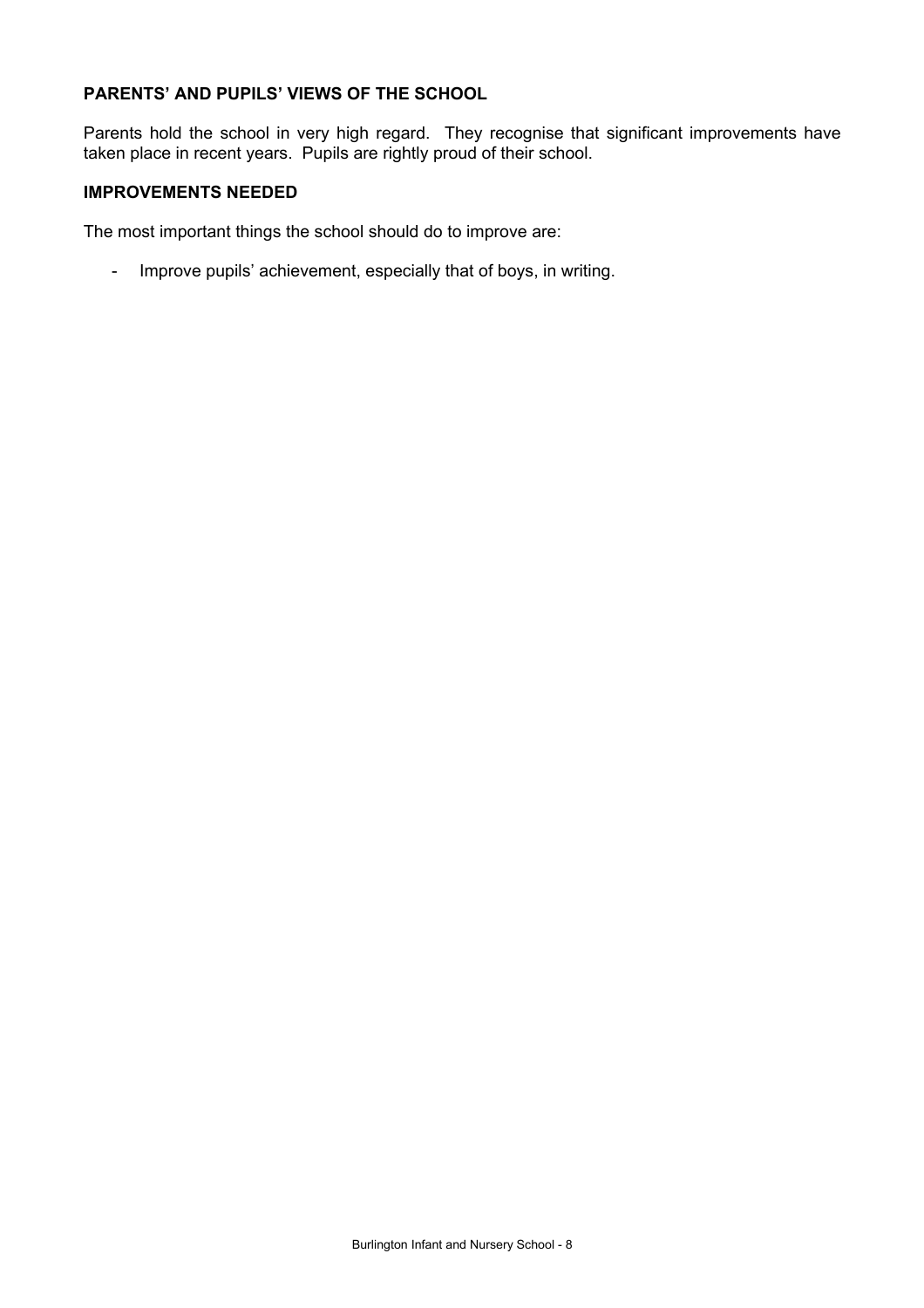## PARENTS' AND PUPILS' VIEWS OF THE SCHOOL

Parents hold the school in very high regard. They recognise that significant improvements have taken place in recent years. Pupils are rightly proud of their school.

## IMPROVEMENTS NEEDED

The most important things the school should do to improve are:

- Improve pupils' achievement, especially that of boys, in writing.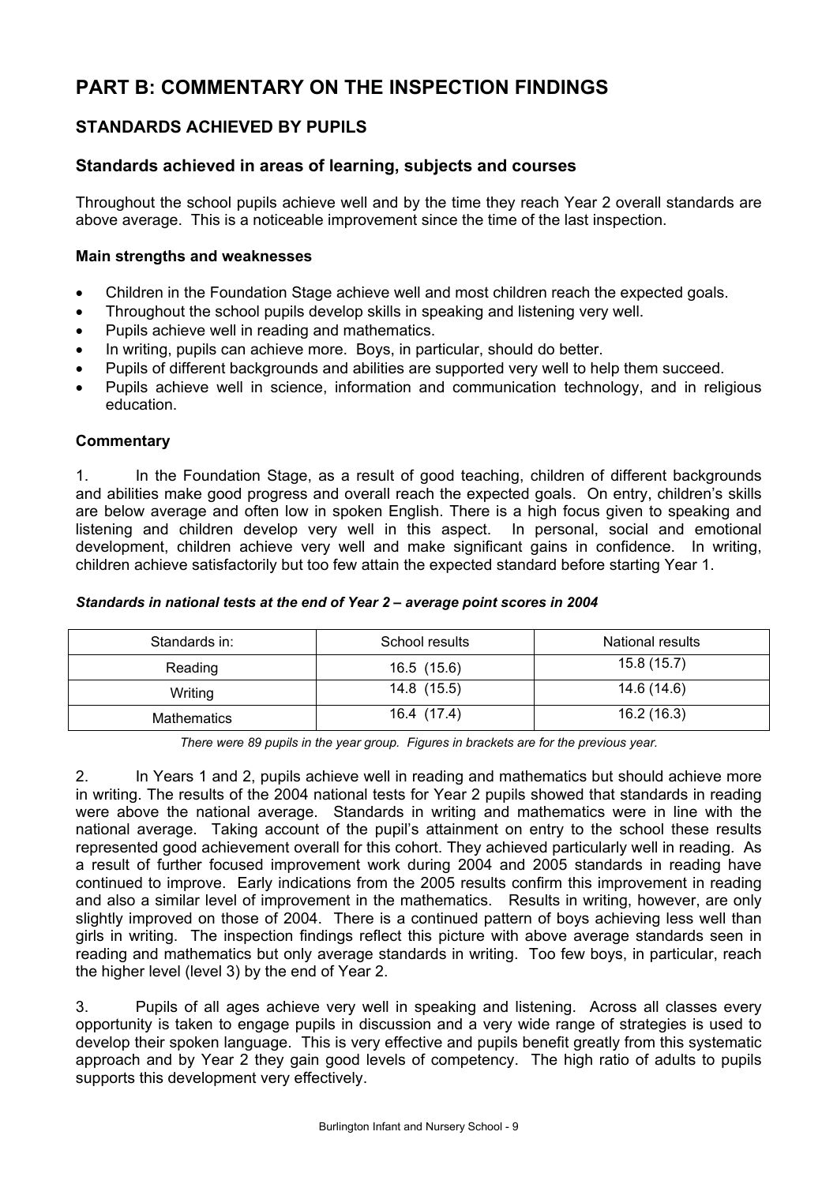# PART B: COMMENTARY ON THE INSPECTION FINDINGS

## STANDARDS ACHIEVED BY PUPILS

### Standards achieved in areas of learning, subjects and courses

Throughout the school pupils achieve well and by the time they reach Year 2 overall standards are above average. This is a noticeable improvement since the time of the last inspection.

**Main strengths and weaknesses**

- Children in the Foundation Stage achieve well and most children reach the expected goals.
- Throughout the school pupils develop skills in speaking and listening very well.
- Pupils achieve well in reading and mathematics.
- In writing, pupils can achieve more. Boys, in particular, should do better.
- Pupils of different backgrounds and abilities are supported very well to help them succeed.
- Pupils achieve well in science, information and communication technology, and in religious education.

**Commentary**

1. In the Foundation Stage, as a result of good teaching, children of different backgrounds and abilities make good progress and overall reach the expected goals. On entry, children's skills are below average and often low in spoken English. There is a high focus given to speaking and listening and children develop very well in this aspect. In personal, social and emotional development, children achieve very well and make significant gains in confidence. In writing, children achieve satisfactorily but too few attain the expected standard before starting Year 1.

***Standards in national tests at the end of Year 2 – average point scores in 2004***

| Standards in: | School results | National results |
|---|---|---|
| Reading | 16.5 (15.6) | 15.8 (15.7) |
| Writing | 14.8 (15.5) | 14.6 (14.6) |
| Mathematics | 16.4 (17.4) | 16.2 (16.3) |

*There were 89 pupils in the year group. Figures in brackets are for the previous year.*

2. In Years 1 and 2, pupils achieve well in reading and mathematics but should achieve more in writing. The results of the 2004 national tests for Year 2 pupils showed that standards in reading were above the national average. Standards in writing and mathematics were in line with the national average. Taking account of the pupil's attainment on entry to the school these results represented good achievement overall for this cohort. They achieved particularly well in reading. As a result of further focused improvement work during 2004 and 2005 standards in reading have continued to improve. Early indications from the 2005 results confirm this improvement in reading and also a similar level of improvement in the mathematics. Results in writing, however, are only slightly improved on those of 2004. There is a continued pattern of boys achieving less well than girls in writing. The inspection findings reflect this picture with above average standards seen in reading and mathematics but only average standards in writing. Too few boys, in particular, reach the higher level (level 3) by the end of Year 2.

3. Pupils of all ages achieve very well in speaking and listening. Across all classes every opportunity is taken to engage pupils in discussion and a very wide range of strategies is used to develop their spoken language. This is very effective and pupils benefit greatly from this systematic approach and by Year 2 they gain good levels of competency. The high ratio of adults to pupils supports this development very effectively.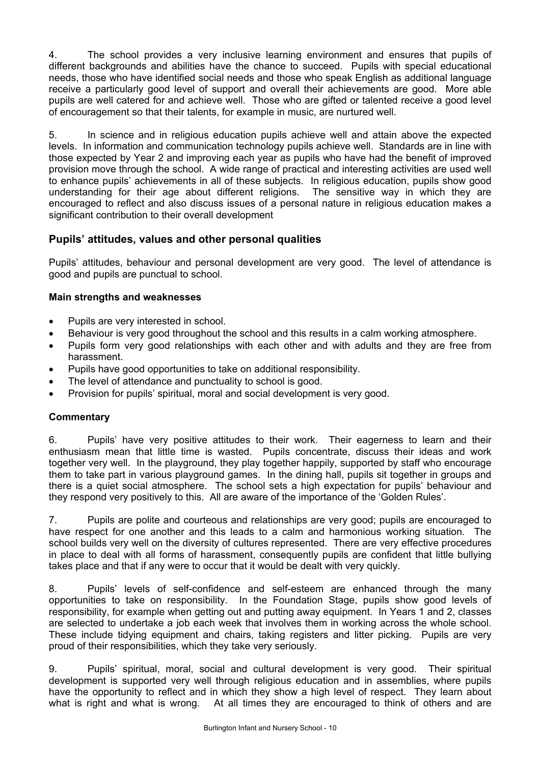4. The school provides a very inclusive learning environment and ensures that pupils of different backgrounds and abilities have the chance to succeed. Pupils with special educational needs, those who have identified social needs and those who speak English as additional language receive a particularly good level of support and overall their achievements are good. More able pupils are well catered for and achieve well. Those who are gifted or talented receive a good level of encouragement so that their talents, for example in music, are nurtured well.

5. In science and in religious education pupils achieve well and attain above the expected levels. In information and communication technology pupils achieve well. Standards are in line with those expected by Year 2 and improving each year as pupils who have had the benefit of improved provision move through the school. A wide range of practical and interesting activities are used well to enhance pupils' achievements in all of these subjects. In religious education, pupils show good understanding for their age about different religions. The sensitive way in which they are encouraged to reflect and also discuss issues of a personal nature in religious education makes a significant contribution to their overall development

## Pupils' attitudes, values and other personal qualities

Pupils' attitudes, behaviour and personal development are very good. The level of attendance is good and pupils are punctual to school.

**Main strengths and weaknesses**

- Pupils are very interested in school.
- Behaviour is very good throughout the school and this results in a calm working atmosphere.
- Pupils form very good relationships with each other and with adults and they are free from harassment.
- Pupils have good opportunities to take on additional responsibility.
- The level of attendance and punctuality to school is good.
- Provision for pupils' spiritual, moral and social development is very good.

**Commentary**

6. Pupils' have very positive attitudes to their work. Their eagerness to learn and their enthusiasm mean that little time is wasted. Pupils concentrate, discuss their ideas and work together very well. In the playground, they play together happily, supported by staff who encourage them to take part in various playground games. In the dining hall, pupils sit together in groups and there is a quiet social atmosphere. The school sets a high expectation for pupils' behaviour and they respond very positively to this. All are aware of the importance of the 'Golden Rules'.

7. Pupils are polite and courteous and relationships are very good; pupils are encouraged to have respect for one another and this leads to a calm and harmonious working situation. The school builds very well on the diversity of cultures represented. There are very effective procedures in place to deal with all forms of harassment, consequently pupils are confident that little bullying takes place and that if any were to occur that it would be dealt with very quickly.

8. Pupils' levels of self-confidence and self-esteem are enhanced through the many opportunities to take on responsibility. In the Foundation Stage, pupils show good levels of responsibility, for example when getting out and putting away equipment. In Years 1 and 2, classes are selected to undertake a job each week that involves them in working across the whole school. These include tidying equipment and chairs, taking registers and litter picking. Pupils are very proud of their responsibilities, which they take very seriously.

9. Pupils' spiritual, moral, social and cultural development is very good. Their spiritual development is supported very well through religious education and in assemblies, where pupils have the opportunity to reflect and in which they show a high level of respect. They learn about what is right and what is wrong. At all times they are encouraged to think of others and are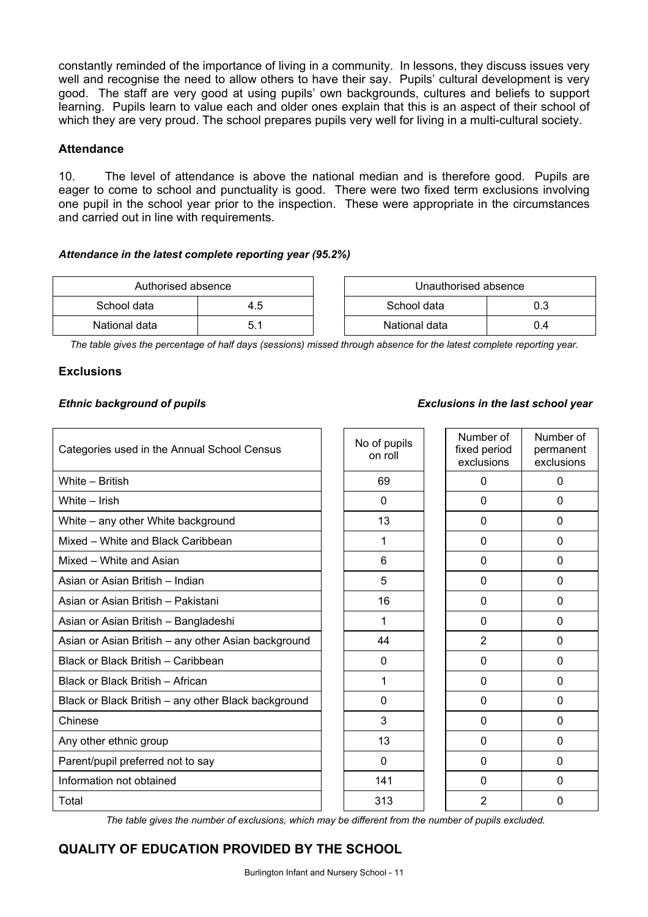constantly reminded of the importance of living in a community. In lessons, they discuss issues very well and recognise the need to allow others to have their say. Pupils' cultural development is very good. The staff are very good at using pupils' own backgrounds, cultures and beliefs to support learning. Pupils learn to value each and older ones explain that this is an aspect of their school of which they are very proud. The school prepares pupils very well for living in a multi-cultural society.

### Attendance

10. The level of attendance is above the national median and is therefore good. Pupils are eager to come to school and punctuality is good. There were two fixed term exclusions involving one pupil in the school year prior to the inspection. These were appropriate in the circumstances and carried out in line with requirements.

***Attendance in the latest complete reporting year (95.2%)***

| Authorised absence | |
|---|---|
| School data | 4.5 |
| National data | 5.1 |

| Unauthorised absence | |
|---|---|
| School data | 0.3 |
| National data | 0.4 |

*The table gives the percentage of half days (sessions) missed through absence for the latest complete reporting year.*

### Exclusions

***Ethnic background of pupils*** ***Exclusions in the last school year***

| Categories used in the Annual School Census | No of pupils on roll | Number of fixed period exclusions | Number of permanent exclusions |
|---|---|---|---|
| White – British | 69 | 0 | 0 |
| White – Irish | 0 | 0 | 0 |
| White – any other White background | 13 | 0 | 0 |
| Mixed – White and Black Caribbean | 1 | 0 | 0 |
| Mixed – White and Asian | 6 | 0 | 0 |
| Asian or Asian British – Indian | 5 | 0 | 0 |
| Asian or Asian British – Pakistani | 16 | 0 | 0 |
| Asian or Asian British – Bangladeshi | 1 | 0 | 0 |
| Asian or Asian British – any other Asian background | 44 | 2 | 0 |
| Black or Black British – Caribbean | 0 | 0 | 0 |
| Black or Black British – African | 1 | 0 | 0 |
| Black or Black British – any other Black background | 0 | 0 | 0 |
| Chinese | 3 | 0 | 0 |
| Any other ethnic group | 13 | 0 | 0 |
| Parent/pupil preferred not to say | 0 | 0 | 0 |
| Information not obtained | 141 | 0 | 0 |
| Total | 313 | 2 | 0 |

*The table gives the number of exclusions, which may be different from the number of pupils excluded.*

## QUALITY OF EDUCATION PROVIDED BY THE SCHOOL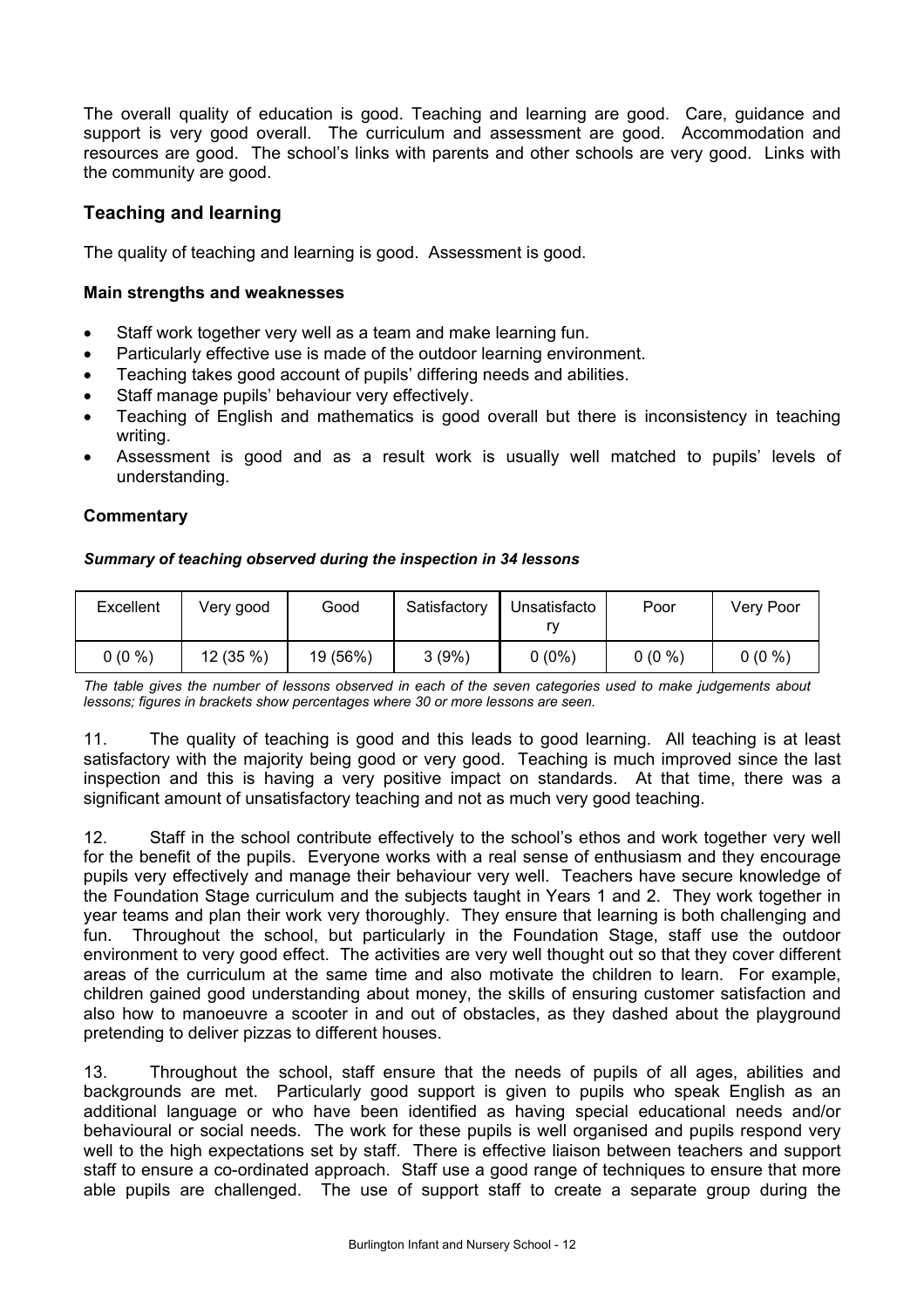The overall quality of education is good. Teaching and learning are good. Care, guidance and support is very good overall. The curriculum and assessment are good. Accommodation and resources are good. The school's links with parents and other schools are very good. Links with the community are good.

## Teaching and learning

The quality of teaching and learning is good. Assessment is good.

### Main strengths and weaknesses

- Staff work together very well as a team and make learning fun.
- Particularly effective use is made of the outdoor learning environment.
- Teaching takes good account of pupils' differing needs and abilities.
- Staff manage pupils' behaviour very effectively.
- Teaching of English and mathematics is good overall but there is inconsistency in teaching writing.
- Assessment is good and as a result work is usually well matched to pupils' levels of understanding.

### Commentary

***Summary of teaching observed during the inspection in 34 lessons***

| Excellent | Very good | Good | Satisfactory | Unsatisfactory | Poor | Very Poor |
|---|---|---|---|---|---|---|
| 0 (0 %) | 12 (35 %) | 19 (56%) | 3 (9%) | 0 (0%) | 0 (0 %) | 0 (0 %) |

*The table gives the number of lessons observed in each of the seven categories used to make judgements about lessons; figures in brackets show percentages where 30 or more lessons are seen.*

11. The quality of teaching is good and this leads to good learning. All teaching is at least satisfactory with the majority being good or very good. Teaching is much improved since the last inspection and this is having a very positive impact on standards. At that time, there was a significant amount of unsatisfactory teaching and not as much very good teaching.

12. Staff in the school contribute effectively to the school's ethos and work together very well for the benefit of the pupils. Everyone works with a real sense of enthusiasm and they encourage pupils very effectively and manage their behaviour very well. Teachers have secure knowledge of the Foundation Stage curriculum and the subjects taught in Years 1 and 2. They work together in year teams and plan their work very thoroughly. They ensure that learning is both challenging and fun. Throughout the school, but particularly in the Foundation Stage, staff use the outdoor environment to very good effect. The activities are very well thought out so that they cover different areas of the curriculum at the same time and also motivate the children to learn. For example, children gained good understanding about money, the skills of ensuring customer satisfaction and also how to manoeuvre a scooter in and out of obstacles, as they dashed about the playground pretending to deliver pizzas to different houses.

13. Throughout the school, staff ensure that the needs of pupils of all ages, abilities and backgrounds are met. Particularly good support is given to pupils who speak English as an additional language or who have been identified as having special educational needs and/or behavioural or social needs. The work for these pupils is well organised and pupils respond very well to the high expectations set by staff. There is effective liaison between teachers and support staff to ensure a co-ordinated approach. Staff use a good range of techniques to ensure that more able pupils are challenged. The use of support staff to create a separate group during the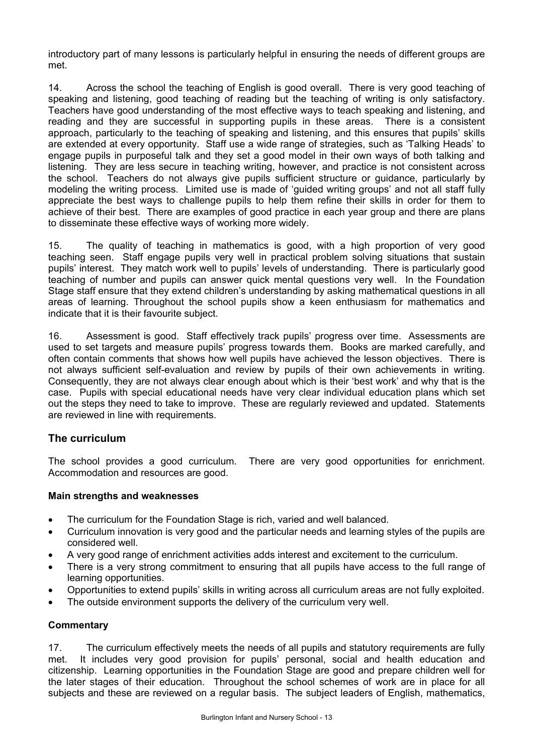introductory part of many lessons is particularly helpful in ensuring the needs of different groups are met.

14. Across the school the teaching of English is good overall. There is very good teaching of speaking and listening, good teaching of reading but the teaching of writing is only satisfactory. Teachers have good understanding of the most effective ways to teach speaking and listening, and reading and they are successful in supporting pupils in these areas. There is a consistent approach, particularly to the teaching of speaking and listening, and this ensures that pupils' skills are extended at every opportunity. Staff use a wide range of strategies, such as 'Talking Heads' to engage pupils in purposeful talk and they set a good model in their own ways of both talking and listening. They are less secure in teaching writing, however, and practice is not consistent across the school. Teachers do not always give pupils sufficient structure or guidance, particularly by modeling the writing process. Limited use is made of 'guided writing groups' and not all staff fully appreciate the best ways to challenge pupils to help them refine their skills in order for them to achieve of their best. There are examples of good practice in each year group and there are plans to disseminate these effective ways of working more widely.

15. The quality of teaching in mathematics is good, with a high proportion of very good teaching seen. Staff engage pupils very well in practical problem solving situations that sustain pupils' interest. They match work well to pupils' levels of understanding. There is particularly good teaching of number and pupils can answer quick mental questions very well. In the Foundation Stage staff ensure that they extend children's understanding by asking mathematical questions in all areas of learning. Throughout the school pupils show a keen enthusiasm for mathematics and indicate that it is their favourite subject.

16. Assessment is good. Staff effectively track pupils' progress over time. Assessments are used to set targets and measure pupils' progress towards them. Books are marked carefully, and often contain comments that shows how well pupils have achieved the lesson objectives. There is not always sufficient self-evaluation and review by pupils of their own achievements in writing. Consequently, they are not always clear enough about which is their 'best work' and why that is the case. Pupils with special educational needs have very clear individual education plans which set out the steps they need to take to improve. These are regularly reviewed and updated. Statements are reviewed in line with requirements.

## The curriculum

The school provides a good curriculum. There are very good opportunities for enrichment. Accommodation and resources are good.

### Main strengths and weaknesses

- The curriculum for the Foundation Stage is rich, varied and well balanced.
- Curriculum innovation is very good and the particular needs and learning styles of the pupils are considered well.
- A very good range of enrichment activities adds interest and excitement to the curriculum.
- There is a very strong commitment to ensuring that all pupils have access to the full range of learning opportunities.
- Opportunities to extend pupils' skills in writing across all curriculum areas are not fully exploited.
- The outside environment supports the delivery of the curriculum very well.

### Commentary

17. The curriculum effectively meets the needs of all pupils and statutory requirements are fully met. It includes very good provision for pupils' personal, social and health education and citizenship. Learning opportunities in the Foundation Stage are good and prepare children well for the later stages of their education. Throughout the school schemes of work are in place for all subjects and these are reviewed on a regular basis. The subject leaders of English, mathematics,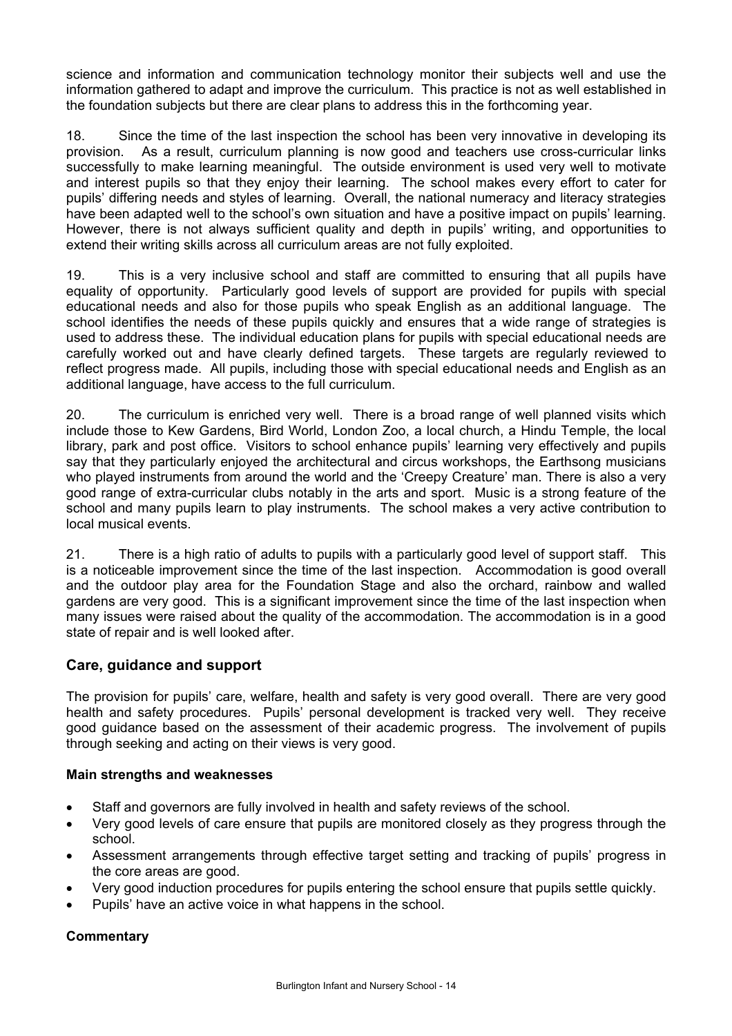science and information and communication technology monitor their subjects well and use the information gathered to adapt and improve the curriculum. This practice is not as well established in the foundation subjects but there are clear plans to address this in the forthcoming year.

18. Since the time of the last inspection the school has been very innovative in developing its provision. As a result, curriculum planning is now good and teachers use cross-curricular links successfully to make learning meaningful. The outside environment is used very well to motivate and interest pupils so that they enjoy their learning. The school makes every effort to cater for pupils' differing needs and styles of learning. Overall, the national numeracy and literacy strategies have been adapted well to the school's own situation and have a positive impact on pupils' learning. However, there is not always sufficient quality and depth in pupils' writing, and opportunities to extend their writing skills across all curriculum areas are not fully exploited.

19. This is a very inclusive school and staff are committed to ensuring that all pupils have equality of opportunity. Particularly good levels of support are provided for pupils with special educational needs and also for those pupils who speak English as an additional language. The school identifies the needs of these pupils quickly and ensures that a wide range of strategies is used to address these. The individual education plans for pupils with special educational needs are carefully worked out and have clearly defined targets. These targets are regularly reviewed to reflect progress made. All pupils, including those with special educational needs and English as an additional language, have access to the full curriculum.

20. The curriculum is enriched very well. There is a broad range of well planned visits which include those to Kew Gardens, Bird World, London Zoo, a local church, a Hindu Temple, the local library, park and post office. Visitors to school enhance pupils' learning very effectively and pupils say that they particularly enjoyed the architectural and circus workshops, the Earthsong musicians who played instruments from around the world and the 'Creepy Creature' man. There is also a very good range of extra-curricular clubs notably in the arts and sport. Music is a strong feature of the school and many pupils learn to play instruments. The school makes a very active contribution to local musical events.

21. There is a high ratio of adults to pupils with a particularly good level of support staff. This is a noticeable improvement since the time of the last inspection. Accommodation is good overall and the outdoor play area for the Foundation Stage and also the orchard, rainbow and walled gardens are very good. This is a significant improvement since the time of the last inspection when many issues were raised about the quality of the accommodation. The accommodation is in a good state of repair and is well looked after.

## Care, guidance and support

The provision for pupils' care, welfare, health and safety is very good overall. There are very good health and safety procedures. Pupils' personal development is tracked very well. They receive good guidance based on the assessment of their academic progress. The involvement of pupils through seeking and acting on their views is very good.

### Main strengths and weaknesses

- Staff and governors are fully involved in health and safety reviews of the school.
- Very good levels of care ensure that pupils are monitored closely as they progress through the school.
- Assessment arrangements through effective target setting and tracking of pupils' progress in the core areas are good.
- Very good induction procedures for pupils entering the school ensure that pupils settle quickly.
- Pupils' have an active voice in what happens in the school.

### Commentary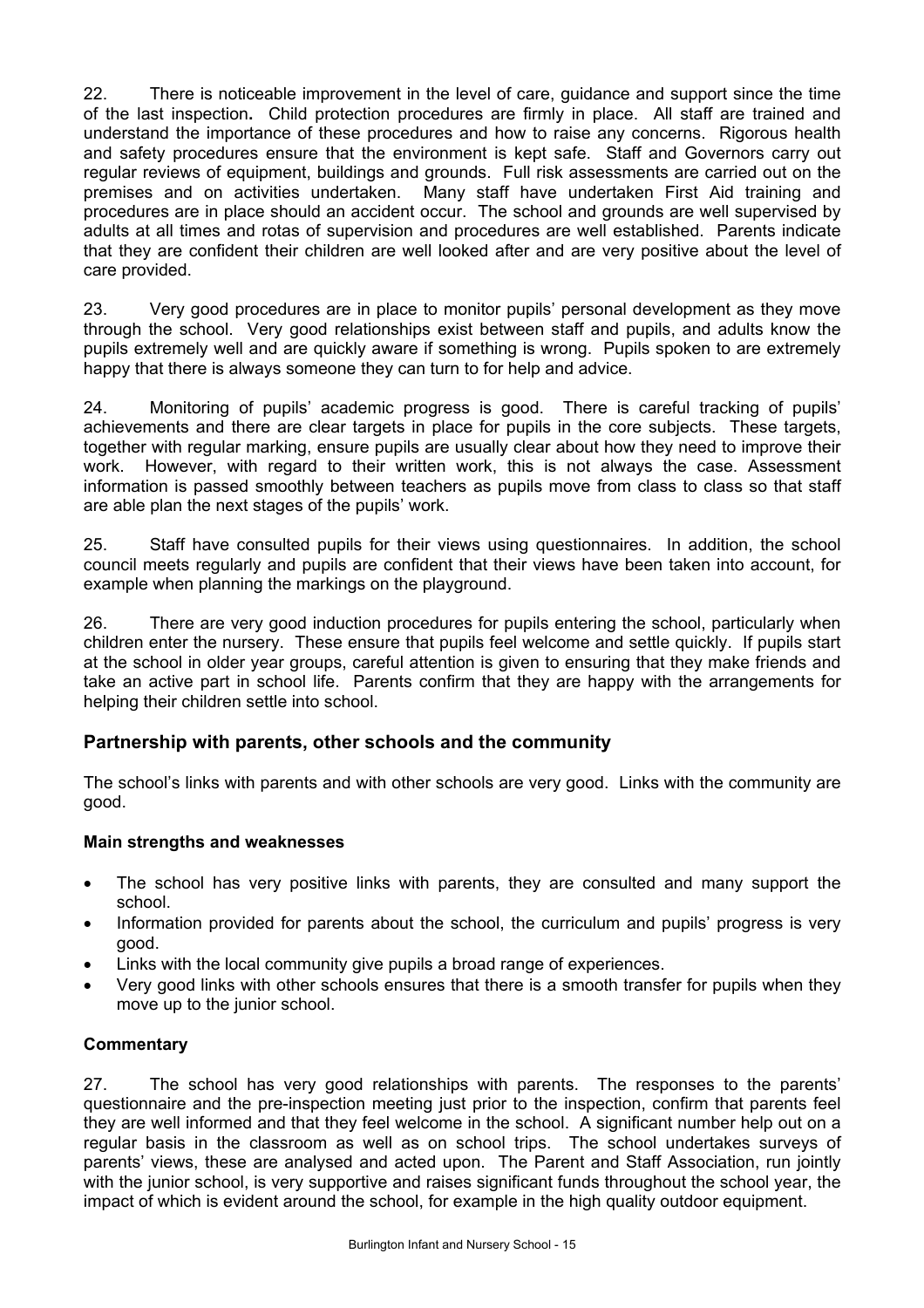22. There is noticeable improvement in the level of care, guidance and support since the time of the last inspection**.** Child protection procedures are firmly in place. All staff are trained and understand the importance of these procedures and how to raise any concerns. Rigorous health and safety procedures ensure that the environment is kept safe. Staff and Governors carry out regular reviews of equipment, buildings and grounds. Full risk assessments are carried out on the premises and on activities undertaken. Many staff have undertaken First Aid training and procedures are in place should an accident occur. The school and grounds are well supervised by adults at all times and rotas of supervision and procedures are well established. Parents indicate that they are confident their children are well looked after and are very positive about the level of care provided.

23. Very good procedures are in place to monitor pupils' personal development as they move through the school. Very good relationships exist between staff and pupils, and adults know the pupils extremely well and are quickly aware if something is wrong. Pupils spoken to are extremely happy that there is always someone they can turn to for help and advice.

24. Monitoring of pupils' academic progress is good. There is careful tracking of pupils' achievements and there are clear targets in place for pupils in the core subjects. These targets, together with regular marking, ensure pupils are usually clear about how they need to improve their work. However, with regard to their written work, this is not always the case. Assessment information is passed smoothly between teachers as pupils move from class to class so that staff are able plan the next stages of the pupils' work.

25. Staff have consulted pupils for their views using questionnaires. In addition, the school council meets regularly and pupils are confident that their views have been taken into account, for example when planning the markings on the playground.

26. There are very good induction procedures for pupils entering the school, particularly when children enter the nursery. These ensure that pupils feel welcome and settle quickly. If pupils start at the school in older year groups, careful attention is given to ensuring that they make friends and take an active part in school life. Parents confirm that they are happy with the arrangements for helping their children settle into school.

## Partnership with parents, other schools and the community

The school's links with parents and with other schools are very good. Links with the community are good.

### Main strengths and weaknesses

- The school has very positive links with parents, they are consulted and many support the school.
- Information provided for parents about the school, the curriculum and pupils' progress is very good.
- Links with the local community give pupils a broad range of experiences.
- Very good links with other schools ensures that there is a smooth transfer for pupils when they move up to the junior school.

### Commentary

27. The school has very good relationships with parents. The responses to the parents' questionnaire and the pre-inspection meeting just prior to the inspection, confirm that parents feel they are well informed and that they feel welcome in the school. A significant number help out on a regular basis in the classroom as well as on school trips. The school undertakes surveys of parents' views, these are analysed and acted upon. The Parent and Staff Association, run jointly with the junior school, is very supportive and raises significant funds throughout the school year, the impact of which is evident around the school, for example in the high quality outdoor equipment.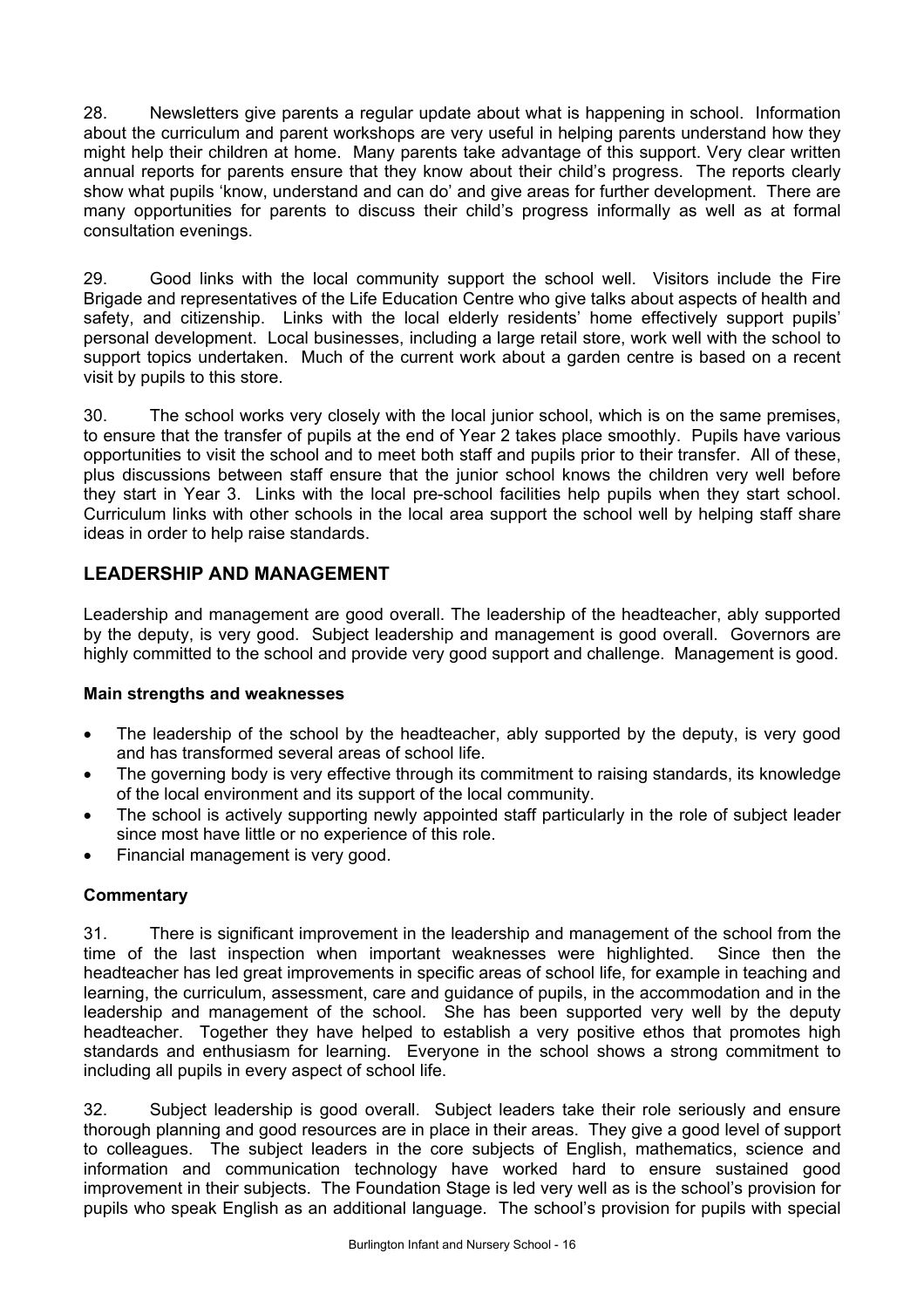28. Newsletters give parents a regular update about what is happening in school. Information about the curriculum and parent workshops are very useful in helping parents understand how they might help their children at home. Many parents take advantage of this support. Very clear written annual reports for parents ensure that they know about their child's progress. The reports clearly show what pupils 'know, understand and can do' and give areas for further development. There are many opportunities for parents to discuss their child's progress informally as well as at formal consultation evenings.

29. Good links with the local community support the school well. Visitors include the Fire Brigade and representatives of the Life Education Centre who give talks about aspects of health and safety, and citizenship. Links with the local elderly residents' home effectively support pupils' personal development. Local businesses, including a large retail store, work well with the school to support topics undertaken. Much of the current work about a garden centre is based on a recent visit by pupils to this store.

30. The school works very closely with the local junior school, which is on the same premises, to ensure that the transfer of pupils at the end of Year 2 takes place smoothly. Pupils have various opportunities to visit the school and to meet both staff and pupils prior to their transfer. All of these, plus discussions between staff ensure that the junior school knows the children very well before they start in Year 3. Links with the local pre-school facilities help pupils when they start school. Curriculum links with other schools in the local area support the school well by helping staff share ideas in order to help raise standards.

## LEADERSHIP AND MANAGEMENT

Leadership and management are good overall. The leadership of the headteacher, ably supported by the deputy, is very good. Subject leadership and management is good overall. Governors are highly committed to the school and provide very good support and challenge. Management is good.

### Main strengths and weaknesses

- The leadership of the school by the headteacher, ably supported by the deputy, is very good and has transformed several areas of school life.
- The governing body is very effective through its commitment to raising standards, its knowledge of the local environment and its support of the local community.
- The school is actively supporting newly appointed staff particularly in the role of subject leader since most have little or no experience of this role.
- Financial management is very good.

### Commentary

31. There is significant improvement in the leadership and management of the school from the time of the last inspection when important weaknesses were highlighted. Since then the headteacher has led great improvements in specific areas of school life, for example in teaching and learning, the curriculum, assessment, care and guidance of pupils, in the accommodation and in the leadership and management of the school. She has been supported very well by the deputy headteacher. Together they have helped to establish a very positive ethos that promotes high standards and enthusiasm for learning. Everyone in the school shows a strong commitment to including all pupils in every aspect of school life.

32. Subject leadership is good overall. Subject leaders take their role seriously and ensure thorough planning and good resources are in place in their areas. They give a good level of support to colleagues. The subject leaders in the core subjects of English, mathematics, science and information and communication technology have worked hard to ensure sustained good improvement in their subjects. The Foundation Stage is led very well as is the school's provision for pupils who speak English as an additional language. The school's provision for pupils with special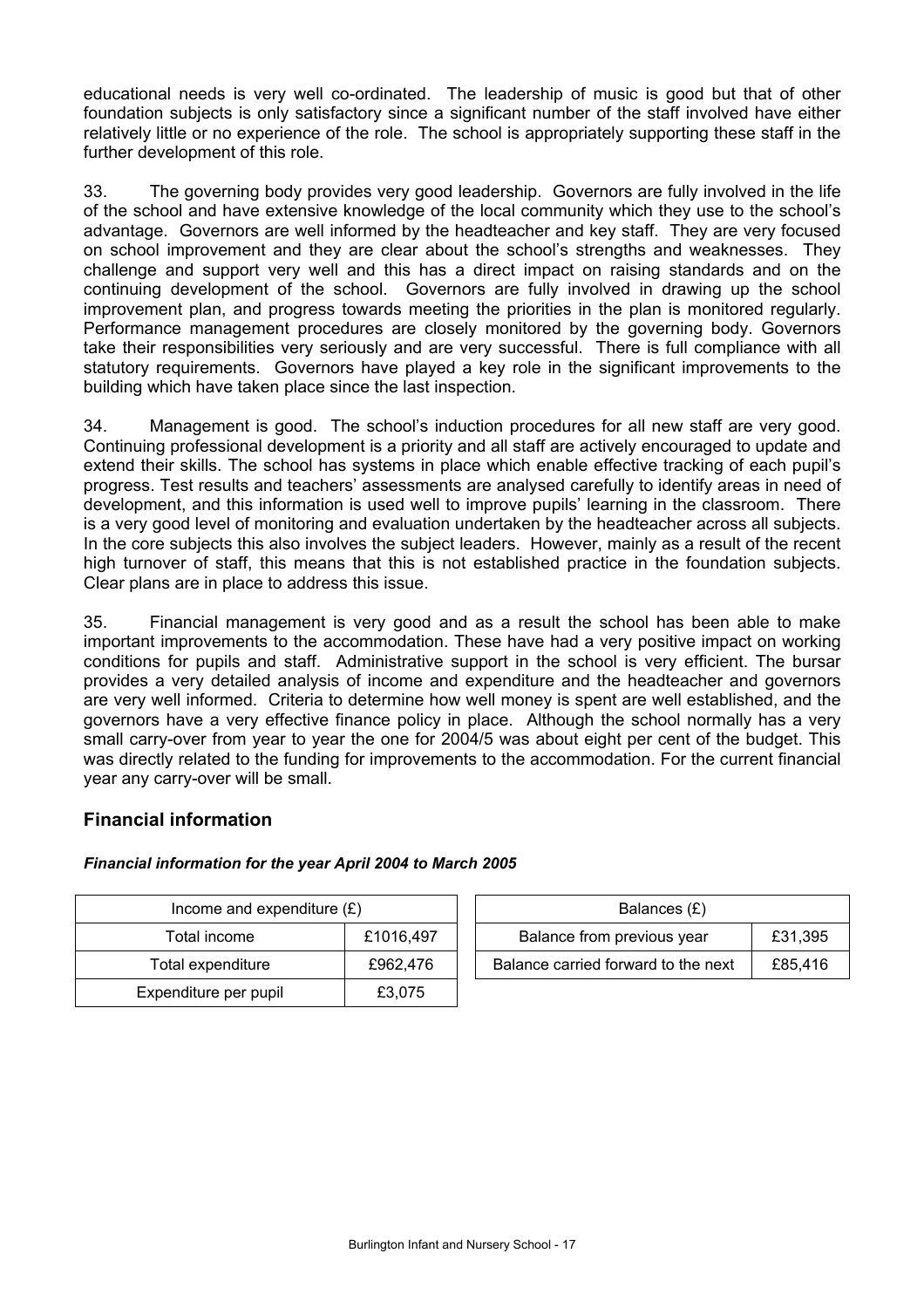educational needs is very well co-ordinated. The leadership of music is good but that of other foundation subjects is only satisfactory since a significant number of the staff involved have either relatively little or no experience of the role. The school is appropriately supporting these staff in the further development of this role.

33. The governing body provides very good leadership. Governors are fully involved in the life of the school and have extensive knowledge of the local community which they use to the school's advantage. Governors are well informed by the headteacher and key staff. They are very focused on school improvement and they are clear about the school's strengths and weaknesses. They challenge and support very well and this has a direct impact on raising standards and on the continuing development of the school. Governors are fully involved in drawing up the school improvement plan, and progress towards meeting the priorities in the plan is monitored regularly. Performance management procedures are closely monitored by the governing body. Governors take their responsibilities very seriously and are very successful. There is full compliance with all statutory requirements. Governors have played a key role in the significant improvements to the building which have taken place since the last inspection.

34. Management is good. The school's induction procedures for all new staff are very good. Continuing professional development is a priority and all staff are actively encouraged to update and extend their skills. The school has systems in place which enable effective tracking of each pupil's progress. Test results and teachers' assessments are analysed carefully to identify areas in need of development, and this information is used well to improve pupils' learning in the classroom. There is a very good level of monitoring and evaluation undertaken by the headteacher across all subjects. In the core subjects this also involves the subject leaders. However, mainly as a result of the recent high turnover of staff, this means that this is not established practice in the foundation subjects. Clear plans are in place to address this issue.

35. Financial management is very good and as a result the school has been able to make important improvements to the accommodation. These have had a very positive impact on working conditions for pupils and staff. Administrative support in the school is very efficient. The bursar provides a very detailed analysis of income and expenditure and the headteacher and governors are very well informed. Criteria to determine how well money is spent are well established, and the governors have a very effective finance policy in place. Although the school normally has a very small carry-over from year to year the one for 2004/5 was about eight per cent of the budget. This was directly related to the funding for improvements to the accommodation. For the current financial year any carry-over will be small.

## Financial information

***Financial information for the year April 2004 to March 2005***

| Income and expenditure (£) | |
|---|---|
| Total income | £1016,497 |
| Total expenditure | £962,476 |
| Expenditure per pupil | £3,075 |

| Balances (£) | |
|---|---|
| Balance from previous year | £31,395 |
| Balance carried forward to the next | £85,416 |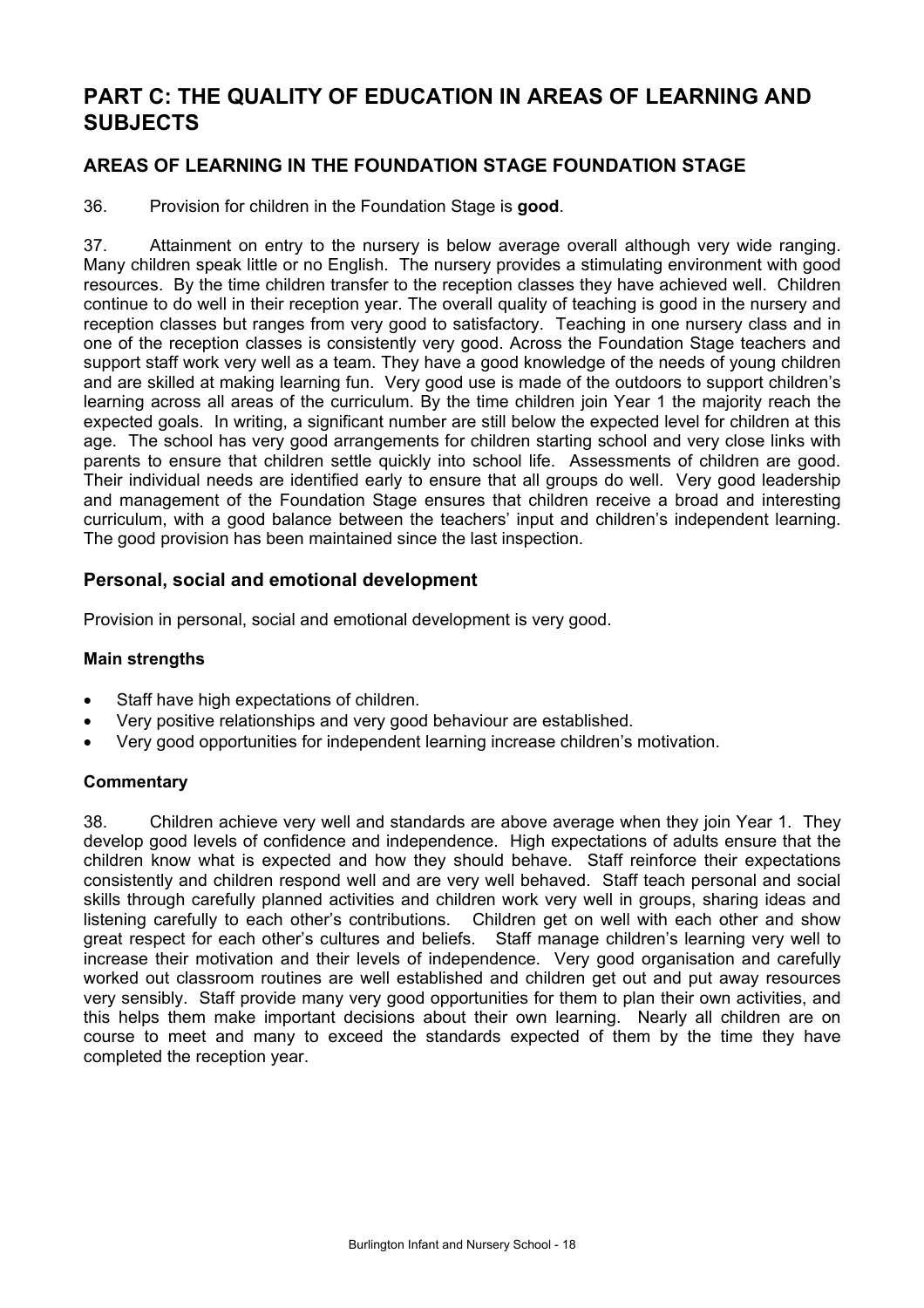# PART C: THE QUALITY OF EDUCATION IN AREAS OF LEARNING AND SUBJECTS

## AREAS OF LEARNING IN THE FOUNDATION STAGE FOUNDATION STAGE

36. Provision for children in the Foundation Stage is **good**.

37. Attainment on entry to the nursery is below average overall although very wide ranging. Many children speak little or no English. The nursery provides a stimulating environment with good resources. By the time children transfer to the reception classes they have achieved well. Children continue to do well in their reception year. The overall quality of teaching is good in the nursery and reception classes but ranges from very good to satisfactory. Teaching in one nursery class and in one of the reception classes is consistently very good. Across the Foundation Stage teachers and support staff work very well as a team. They have a good knowledge of the needs of young children and are skilled at making learning fun. Very good use is made of the outdoors to support children's learning across all areas of the curriculum. By the time children join Year 1 the majority reach the expected goals. In writing, a significant number are still below the expected level for children at this age. The school has very good arrangements for children starting school and very close links with parents to ensure that children settle quickly into school life. Assessments of children are good. Their individual needs are identified early to ensure that all groups do well. Very good leadership and management of the Foundation Stage ensures that children receive a broad and interesting curriculum, with a good balance between the teachers' input and children's independent learning. The good provision has been maintained since the last inspection.

### Personal, social and emotional development

Provision in personal, social and emotional development is very good.

#### Main strengths

- Staff have high expectations of children.
- Very positive relationships and very good behaviour are established.
- Very good opportunities for independent learning increase children's motivation.

#### Commentary

38. Children achieve very well and standards are above average when they join Year 1. They develop good levels of confidence and independence. High expectations of adults ensure that the children know what is expected and how they should behave. Staff reinforce their expectations consistently and children respond well and are very well behaved. Staff teach personal and social skills through carefully planned activities and children work very well in groups, sharing ideas and listening carefully to each other's contributions. Children get on well with each other and show great respect for each other's cultures and beliefs. Staff manage children's learning very well to increase their motivation and their levels of independence. Very good organisation and carefully worked out classroom routines are well established and children get out and put away resources very sensibly. Staff provide many very good opportunities for them to plan their own activities, and this helps them make important decisions about their own learning. Nearly all children are on course to meet and many to exceed the standards expected of them by the time they have completed the reception year.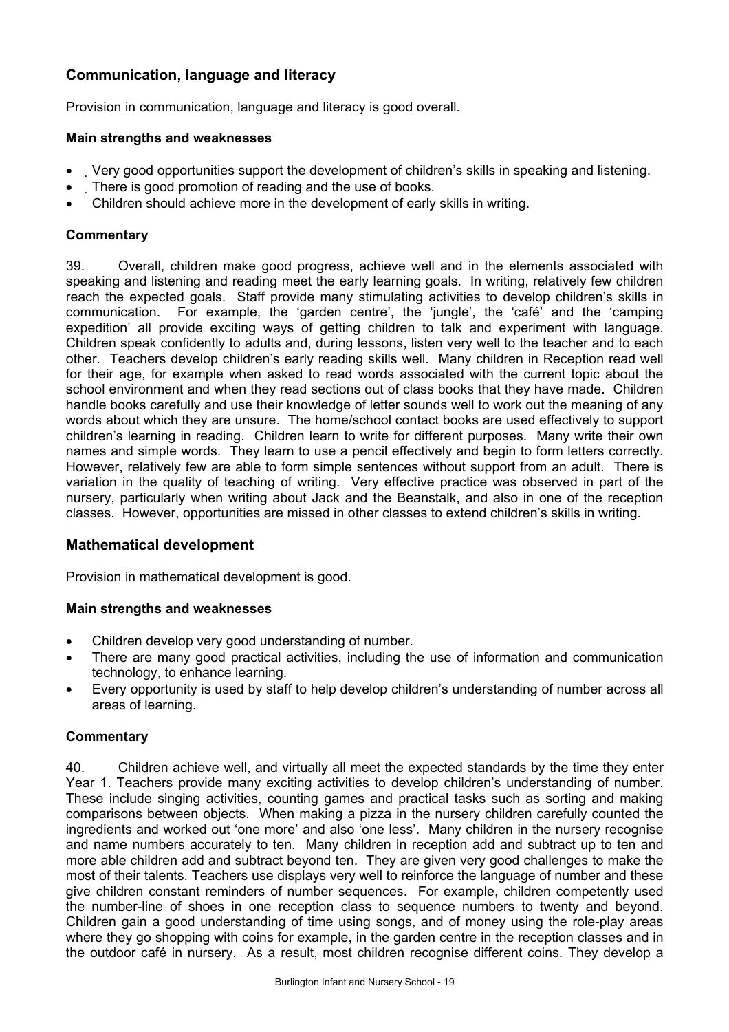## Communication, language and literacy

Provision in communication, language and literacy is good overall.

### Main strengths and weaknesses

- Very good opportunities support the development of children's skills in speaking and listening.
- There is good promotion of reading and the use of books.
- Children should achieve more in the development of early skills in writing.

### Commentary

39. Overall, children make good progress, achieve well and in the elements associated with speaking and listening and reading meet the early learning goals. In writing, relatively few children reach the expected goals. Staff provide many stimulating activities to develop children's skills in communication. For example, the 'garden centre', the 'jungle', the 'café' and the 'camping expedition' all provide exciting ways of getting children to talk and experiment with language. Children speak confidently to adults and, during lessons, listen very well to the teacher and to each other. Teachers develop children's early reading skills well. Many children in Reception read well for their age, for example when asked to read words associated with the current topic about the school environment and when they read sections out of class books that they have made. Children handle books carefully and use their knowledge of letter sounds well to work out the meaning of any words about which they are unsure. The home/school contact books are used effectively to support children's learning in reading. Children learn to write for different purposes. Many write their own names and simple words. They learn to use a pencil effectively and begin to form letters correctly. However, relatively few are able to form simple sentences without support from an adult. There is variation in the quality of teaching of writing. Very effective practice was observed in part of the nursery, particularly when writing about Jack and the Beanstalk, and also in one of the reception classes. However, opportunities are missed in other classes to extend children's skills in writing.

## Mathematical development

Provision in mathematical development is good.

### Main strengths and weaknesses

- Children develop very good understanding of number.
- There are many good practical activities, including the use of information and communication technology, to enhance learning.
- Every opportunity is used by staff to help develop children's understanding of number across all areas of learning.

### Commentary

40. Children achieve well, and virtually all meet the expected standards by the time they enter Year 1. Teachers provide many exciting activities to develop children's understanding of number. These include singing activities, counting games and practical tasks such as sorting and making comparisons between objects. When making a pizza in the nursery children carefully counted the ingredients and worked out 'one more' and also 'one less'. Many children in the nursery recognise and name numbers accurately to ten. Many children in reception add and subtract up to ten and more able children add and subtract beyond ten. They are given very good challenges to make the most of their talents. Teachers use displays very well to reinforce the language of number and these give children constant reminders of number sequences. For example, children competently used the number-line of shoes in one reception class to sequence numbers to twenty and beyond. Children gain a good understanding of time using songs, and of money using the role-play areas where they go shopping with coins for example, in the garden centre in the reception classes and in the outdoor café in nursery. As a result, most children recognise different coins. They develop a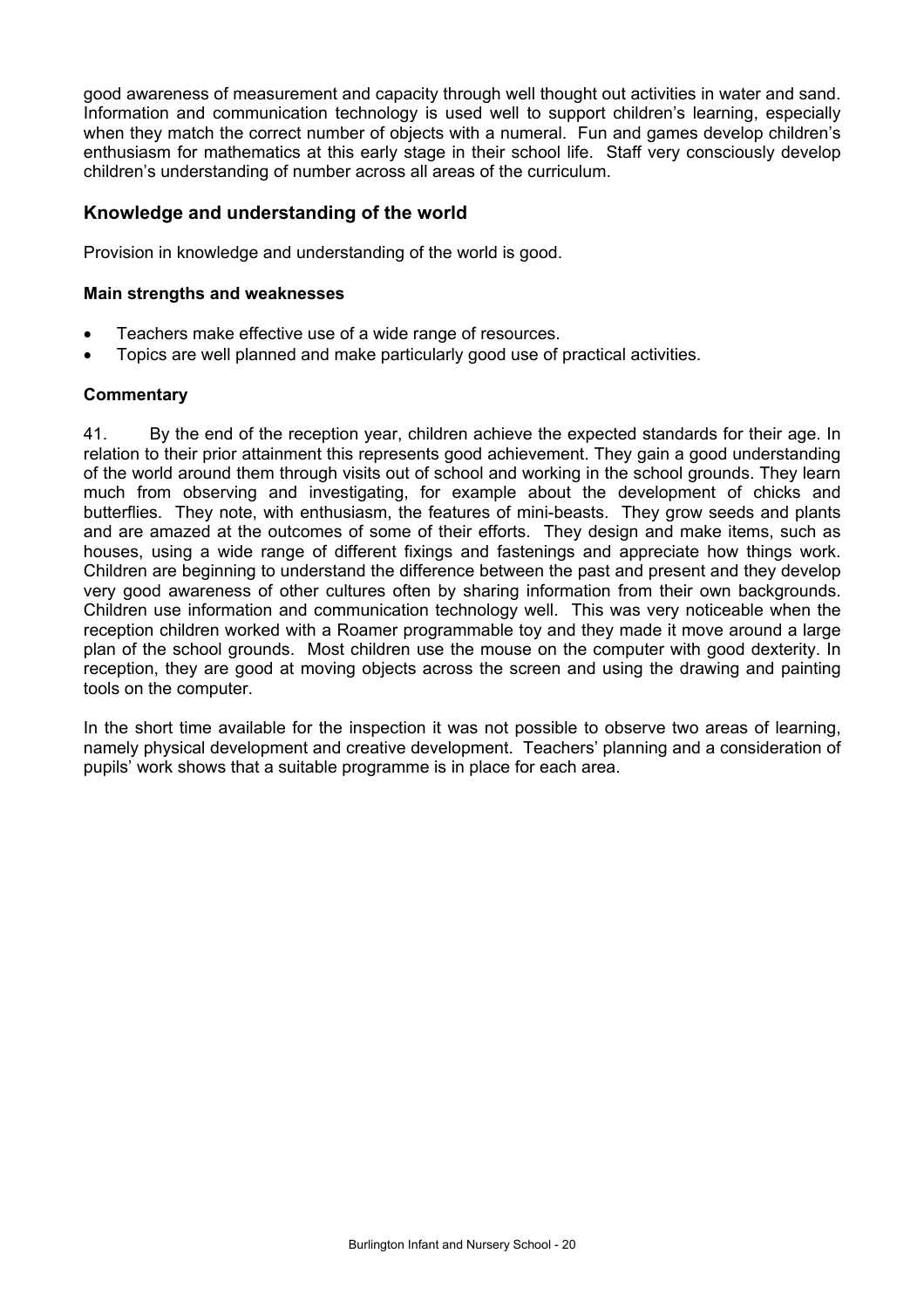good awareness of measurement and capacity through well thought out activities in water and sand. Information and communication technology is used well to support children's learning, especially when they match the correct number of objects with a numeral. Fun and games develop children's enthusiasm for mathematics at this early stage in their school life. Staff very consciously develop children's understanding of number across all areas of the curriculum.

## Knowledge and understanding of the world

Provision in knowledge and understanding of the world is good.

### Main strengths and weaknesses

- Teachers make effective use of a wide range of resources.
- Topics are well planned and make particularly good use of practical activities.

### Commentary

41. By the end of the reception year, children achieve the expected standards for their age. In relation to their prior attainment this represents good achievement. They gain a good understanding of the world around them through visits out of school and working in the school grounds. They learn much from observing and investigating, for example about the development of chicks and butterflies. They note, with enthusiasm, the features of mini-beasts. They grow seeds and plants and are amazed at the outcomes of some of their efforts. They design and make items, such as houses, using a wide range of different fixings and fastenings and appreciate how things work. Children are beginning to understand the difference between the past and present and they develop very good awareness of other cultures often by sharing information from their own backgrounds. Children use information and communication technology well. This was very noticeable when the reception children worked with a Roamer programmable toy and they made it move around a large plan of the school grounds. Most children use the mouse on the computer with good dexterity. In reception, they are good at moving objects across the screen and using the drawing and painting tools on the computer.

In the short time available for the inspection it was not possible to observe two areas of learning, namely physical development and creative development. Teachers' planning and a consideration of pupils' work shows that a suitable programme is in place for each area.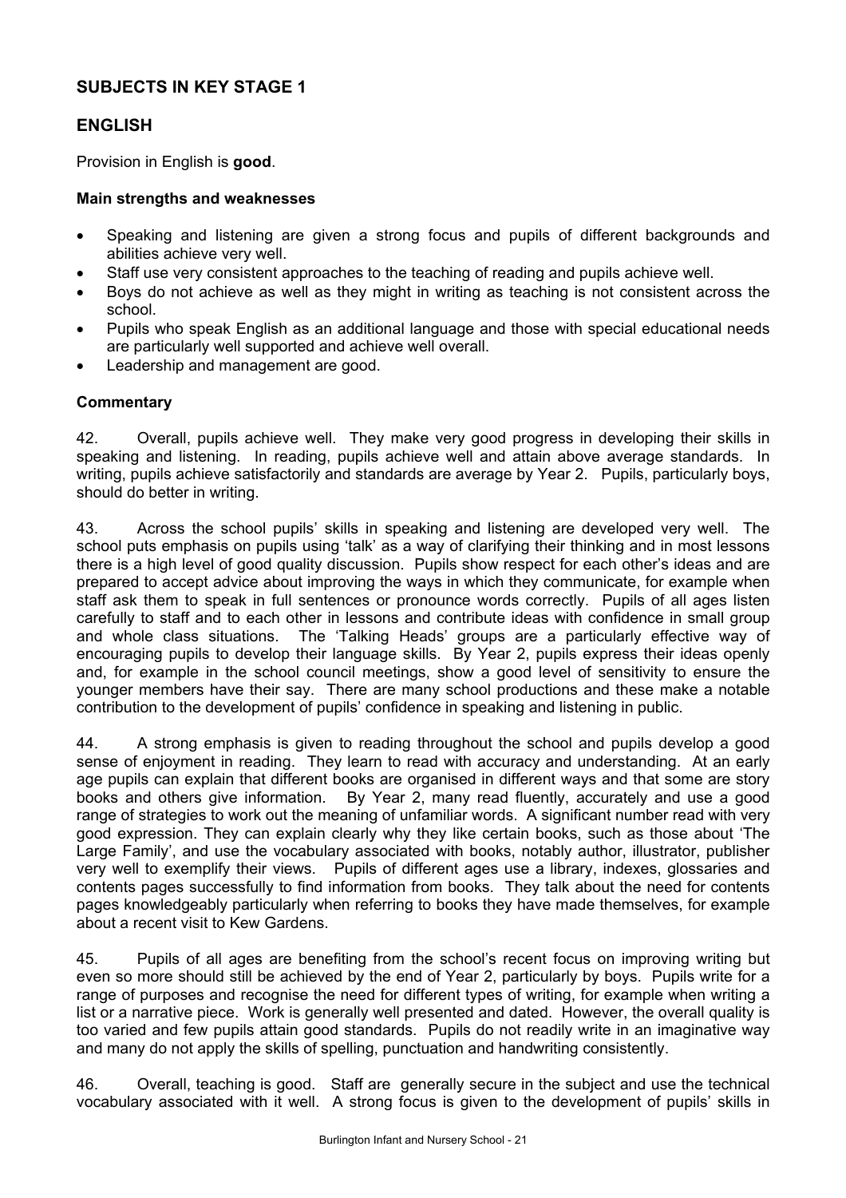## SUBJECTS IN KEY STAGE 1

## ENGLISH

Provision in English is **good**.

### Main strengths and weaknesses

- Speaking and listening are given a strong focus and pupils of different backgrounds and abilities achieve very well.
- Staff use very consistent approaches to the teaching of reading and pupils achieve well.
- Boys do not achieve as well as they might in writing as teaching is not consistent across the school.
- Pupils who speak English as an additional language and those with special educational needs are particularly well supported and achieve well overall.
- Leadership and management are good.

### Commentary

42. Overall, pupils achieve well. They make very good progress in developing their skills in speaking and listening. In reading, pupils achieve well and attain above average standards. In writing, pupils achieve satisfactorily and standards are average by Year 2. Pupils, particularly boys, should do better in writing.

43. Across the school pupils' skills in speaking and listening are developed very well. The school puts emphasis on pupils using 'talk' as a way of clarifying their thinking and in most lessons there is a high level of good quality discussion. Pupils show respect for each other's ideas and are prepared to accept advice about improving the ways in which they communicate, for example when staff ask them to speak in full sentences or pronounce words correctly. Pupils of all ages listen carefully to staff and to each other in lessons and contribute ideas with confidence in small group and whole class situations. The 'Talking Heads' groups are a particularly effective way of encouraging pupils to develop their language skills. By Year 2, pupils express their ideas openly and, for example in the school council meetings, show a good level of sensitivity to ensure the younger members have their say. There are many school productions and these make a notable contribution to the development of pupils' confidence in speaking and listening in public.

44. A strong emphasis is given to reading throughout the school and pupils develop a good sense of enjoyment in reading. They learn to read with accuracy and understanding. At an early age pupils can explain that different books are organised in different ways and that some are story books and others give information. By Year 2, many read fluently, accurately and use a good range of strategies to work out the meaning of unfamiliar words. A significant number read with very good expression. They can explain clearly why they like certain books, such as those about 'The Large Family', and use the vocabulary associated with books, notably author, illustrator, publisher very well to exemplify their views. Pupils of different ages use a library, indexes, glossaries and contents pages successfully to find information from books. They talk about the need for contents pages knowledgeably particularly when referring to books they have made themselves, for example about a recent visit to Kew Gardens.

45. Pupils of all ages are benefiting from the school's recent focus on improving writing but even so more should still be achieved by the end of Year 2, particularly by boys. Pupils write for a range of purposes and recognise the need for different types of writing, for example when writing a list or a narrative piece. Work is generally well presented and dated. However, the overall quality is too varied and few pupils attain good standards. Pupils do not readily write in an imaginative way and many do not apply the skills of spelling, punctuation and handwriting consistently.

46. Overall, teaching is good. Staff are generally secure in the subject and use the technical vocabulary associated with it well. A strong focus is given to the development of pupils' skills in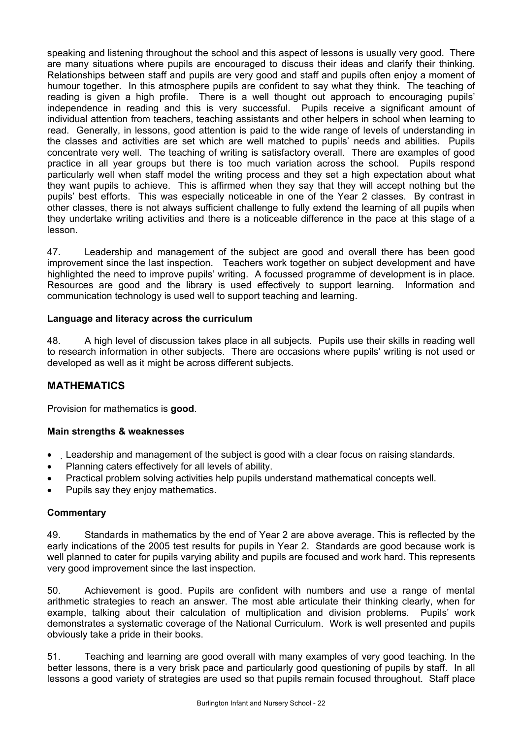speaking and listening throughout the school and this aspect of lessons is usually very good. There are many situations where pupils are encouraged to discuss their ideas and clarify their thinking. Relationships between staff and pupils are very good and staff and pupils often enjoy a moment of humour together. In this atmosphere pupils are confident to say what they think. The teaching of reading is given a high profile. There is a well thought out approach to encouraging pupils' independence in reading and this is very successful. Pupils receive a significant amount of individual attention from teachers, teaching assistants and other helpers in school when learning to read. Generally, in lessons, good attention is paid to the wide range of levels of understanding in the classes and activities are set which are well matched to pupils' needs and abilities. Pupils concentrate very well. The teaching of writing is satisfactory overall. There are examples of good practice in all year groups but there is too much variation across the school. Pupils respond particularly well when staff model the writing process and they set a high expectation about what they want pupils to achieve. This is affirmed when they say that they will accept nothing but the pupils' best efforts. This was especially noticeable in one of the Year 2 classes. By contrast in other classes, there is not always sufficient challenge to fully extend the learning of all pupils when they undertake writing activities and there is a noticeable difference in the pace at this stage of a lesson.

47. Leadership and management of the subject are good and overall there has been good improvement since the last inspection. Teachers work together on subject development and have highlighted the need to improve pupils' writing. A focussed programme of development is in place. Resources are good and the library is used effectively to support learning. Information and communication technology is used well to support teaching and learning.

**Language and literacy across the curriculum**

48. A high level of discussion takes place in all subjects. Pupils use their skills in reading well to research information in other subjects. There are occasions where pupils' writing is not used or developed as well as it might be across different subjects.

## MATHEMATICS

Provision for mathematics is **good**.

**Main strengths & weaknesses**

- Leadership and management of the subject is good with a clear focus on raising standards.
- Planning caters effectively for all levels of ability.
- Practical problem solving activities help pupils understand mathematical concepts well.
- Pupils say they enjoy mathematics.

**Commentary**

49. Standards in mathematics by the end of Year 2 are above average. This is reflected by the early indications of the 2005 test results for pupils in Year 2. Standards are good because work is well planned to cater for pupils varying ability and pupils are focused and work hard. This represents very good improvement since the last inspection.

50. Achievement is good. Pupils are confident with numbers and use a range of mental arithmetic strategies to reach an answer. The most able articulate their thinking clearly, when for example, talking about their calculation of multiplication and division problems. Pupils' work demonstrates a systematic coverage of the National Curriculum. Work is well presented and pupils obviously take a pride in their books.

51. Teaching and learning are good overall with many examples of very good teaching. In the better lessons, there is a very brisk pace and particularly good questioning of pupils by staff. In all lessons a good variety of strategies are used so that pupils remain focused throughout. Staff place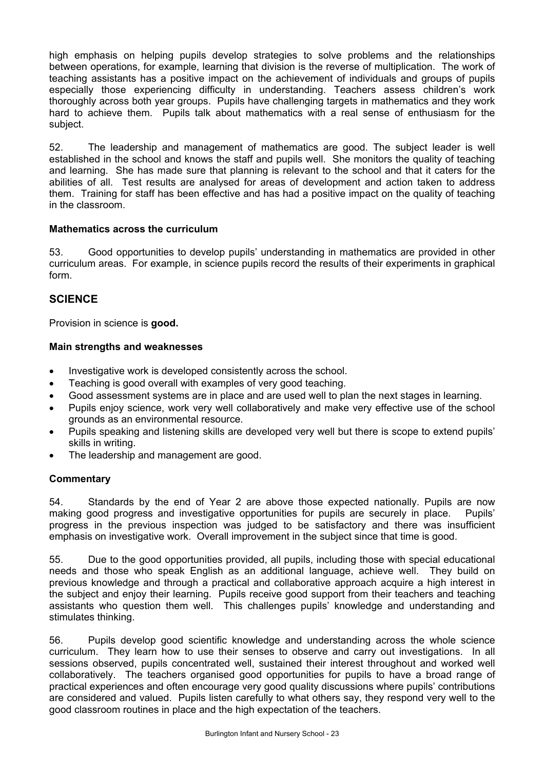high emphasis on helping pupils develop strategies to solve problems and the relationships between operations, for example, learning that division is the reverse of multiplication. The work of teaching assistants has a positive impact on the achievement of individuals and groups of pupils especially those experiencing difficulty in understanding. Teachers assess children's work thoroughly across both year groups. Pupils have challenging targets in mathematics and they work hard to achieve them. Pupils talk about mathematics with a real sense of enthusiasm for the subject.

52. The leadership and management of mathematics are good. The subject leader is well established in the school and knows the staff and pupils well. She monitors the quality of teaching and learning. She has made sure that planning is relevant to the school and that it caters for the abilities of all. Test results are analysed for areas of development and action taken to address them. Training for staff has been effective and has had a positive impact on the quality of teaching in the classroom.

**Mathematics across the curriculum**

53. Good opportunities to develop pupils' understanding in mathematics are provided in other curriculum areas. For example, in science pupils record the results of their experiments in graphical form.

## SCIENCE

Provision in science is **good.**

**Main strengths and weaknesses**

- Investigative work is developed consistently across the school.
- Teaching is good overall with examples of very good teaching.
- Good assessment systems are in place and are used well to plan the next stages in learning.
- Pupils enjoy science, work very well collaboratively and make very effective use of the school grounds as an environmental resource.
- Pupils speaking and listening skills are developed very well but there is scope to extend pupils' skills in writing.
- The leadership and management are good.

**Commentary**

54. Standards by the end of Year 2 are above those expected nationally. Pupils are now making good progress and investigative opportunities for pupils are securely in place. Pupils' progress in the previous inspection was judged to be satisfactory and there was insufficient emphasis on investigative work. Overall improvement in the subject since that time is good.

55. Due to the good opportunities provided, all pupils, including those with special educational needs and those who speak English as an additional language, achieve well. They build on previous knowledge and through a practical and collaborative approach acquire a high interest in the subject and enjoy their learning. Pupils receive good support from their teachers and teaching assistants who question them well. This challenges pupils' knowledge and understanding and stimulates thinking.

56. Pupils develop good scientific knowledge and understanding across the whole science curriculum. They learn how to use their senses to observe and carry out investigations. In all sessions observed, pupils concentrated well, sustained their interest throughout and worked well collaboratively. The teachers organised good opportunities for pupils to have a broad range of practical experiences and often encourage very good quality discussions where pupils' contributions are considered and valued. Pupils listen carefully to what others say, they respond very well to the good classroom routines in place and the high expectation of the teachers.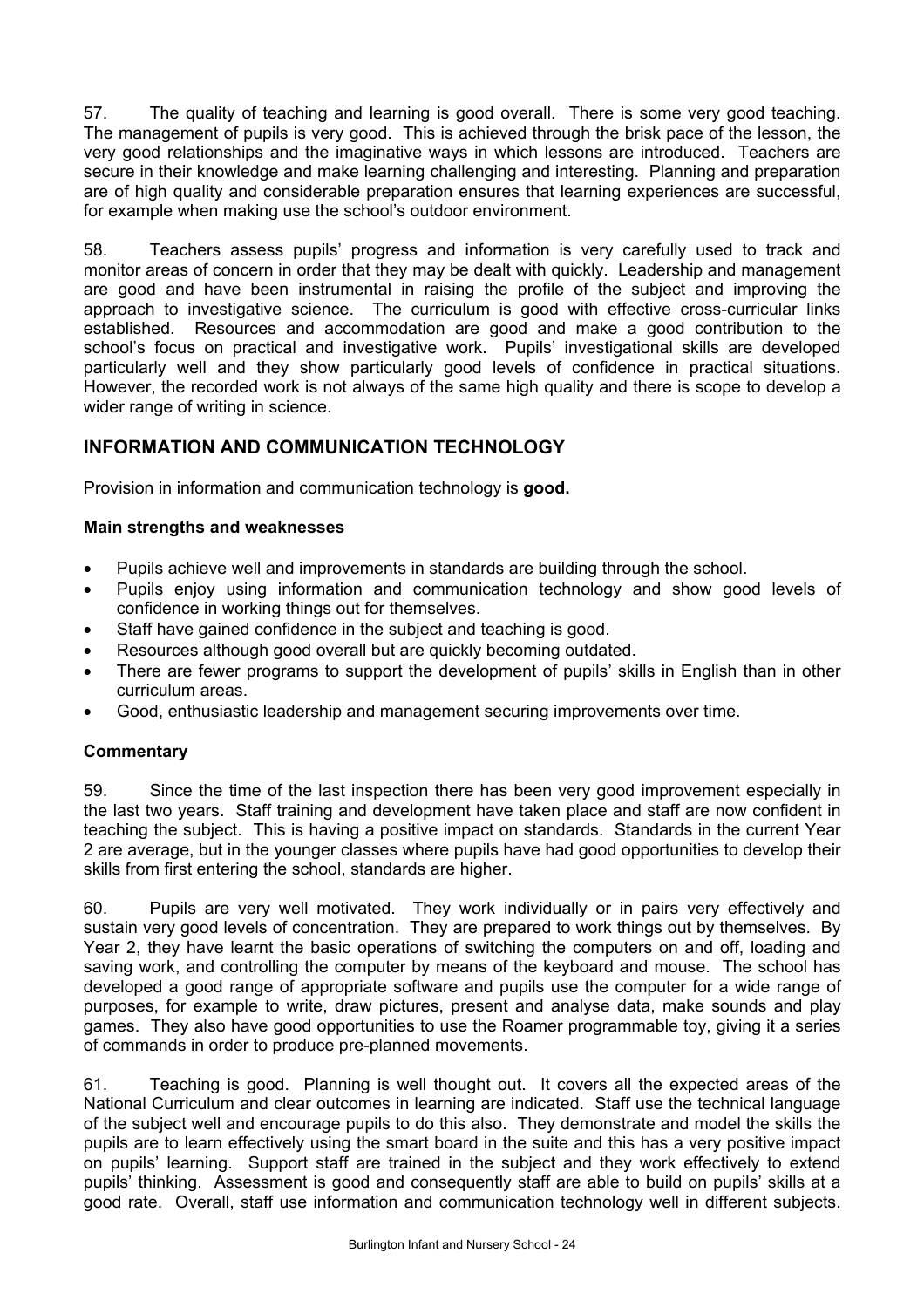57. The quality of teaching and learning is good overall. There is some very good teaching. The management of pupils is very good. This is achieved through the brisk pace of the lesson, the very good relationships and the imaginative ways in which lessons are introduced. Teachers are secure in their knowledge and make learning challenging and interesting. Planning and preparation are of high quality and considerable preparation ensures that learning experiences are successful, for example when making use the school's outdoor environment.

58. Teachers assess pupils' progress and information is very carefully used to track and monitor areas of concern in order that they may be dealt with quickly. Leadership and management are good and have been instrumental in raising the profile of the subject and improving the approach to investigative science. The curriculum is good with effective cross-curricular links established. Resources and accommodation are good and make a good contribution to the school's focus on practical and investigative work. Pupils' investigational skills are developed particularly well and they show particularly good levels of confidence in practical situations. However, the recorded work is not always of the same high quality and there is scope to develop a wider range of writing in science.

## INFORMATION AND COMMUNICATION TECHNOLOGY

Provision in information and communication technology is **good.**

### Main strengths and weaknesses

- Pupils achieve well and improvements in standards are building through the school.
- Pupils enjoy using information and communication technology and show good levels of confidence in working things out for themselves.
- Staff have gained confidence in the subject and teaching is good.
- Resources although good overall but are quickly becoming outdated.
- There are fewer programs to support the development of pupils' skills in English than in other curriculum areas.
- Good, enthusiastic leadership and management securing improvements over time.

### Commentary

59. Since the time of the last inspection there has been very good improvement especially in the last two years. Staff training and development have taken place and staff are now confident in teaching the subject. This is having a positive impact on standards. Standards in the current Year 2 are average, but in the younger classes where pupils have had good opportunities to develop their skills from first entering the school, standards are higher.

60. Pupils are very well motivated. They work individually or in pairs very effectively and sustain very good levels of concentration. They are prepared to work things out by themselves. By Year 2, they have learnt the basic operations of switching the computers on and off, loading and saving work, and controlling the computer by means of the keyboard and mouse. The school has developed a good range of appropriate software and pupils use the computer for a wide range of purposes, for example to write, draw pictures, present and analyse data, make sounds and play games. They also have good opportunities to use the Roamer programmable toy, giving it a series of commands in order to produce pre-planned movements.

61. Teaching is good. Planning is well thought out. It covers all the expected areas of the National Curriculum and clear outcomes in learning are indicated. Staff use the technical language of the subject well and encourage pupils to do this also. They demonstrate and model the skills the pupils are to learn effectively using the smart board in the suite and this has a very positive impact on pupils' learning. Support staff are trained in the subject and they work effectively to extend pupils' thinking. Assessment is good and consequently staff are able to build on pupils' skills at a good rate. Overall, staff use information and communication technology well in different subjects.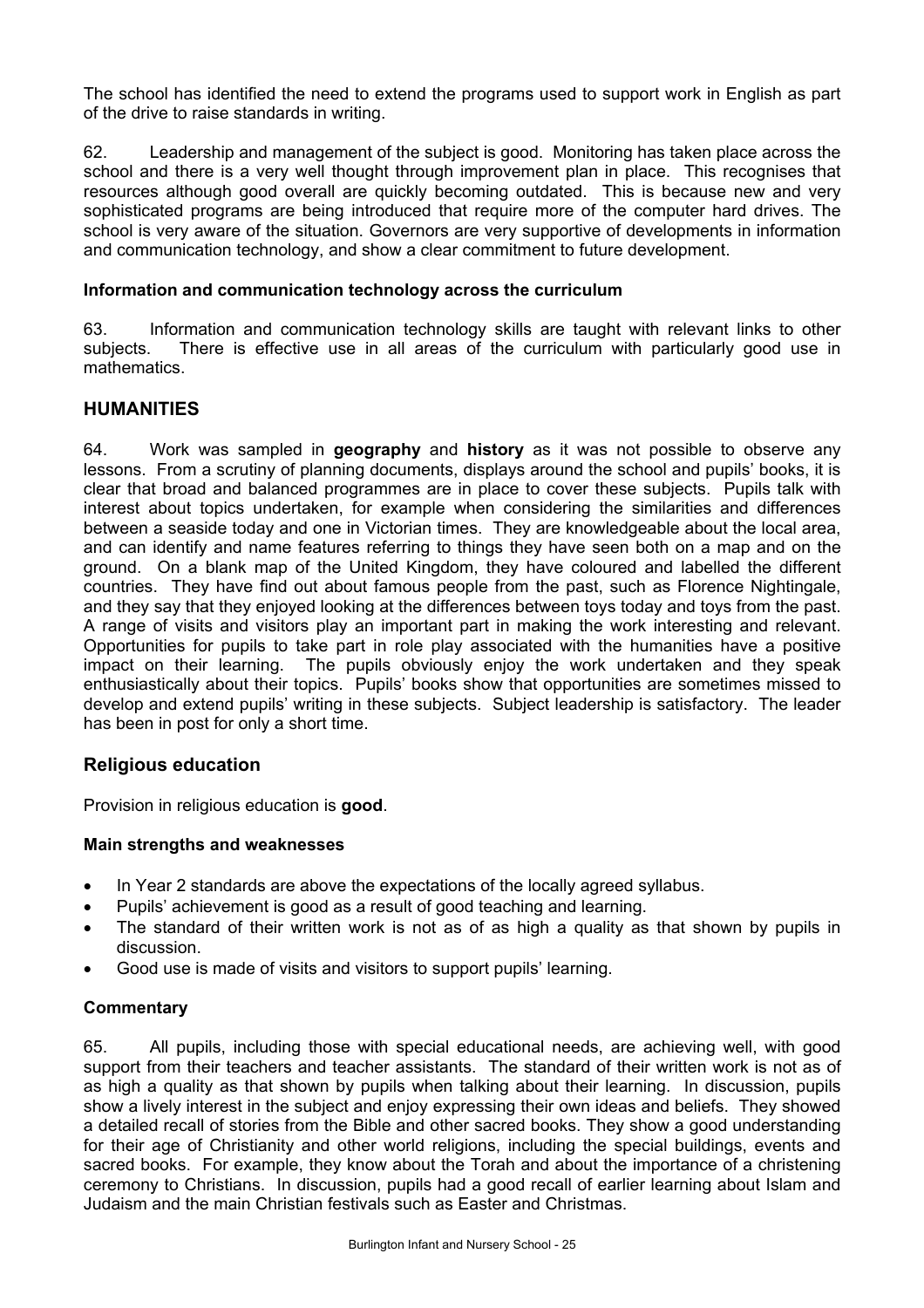The school has identified the need to extend the programs used to support work in English as part of the drive to raise standards in writing.

62. Leadership and management of the subject is good. Monitoring has taken place across the school and there is a very well thought through improvement plan in place. This recognises that resources although good overall are quickly becoming outdated. This is because new and very sophisticated programs are being introduced that require more of the computer hard drives. The school is very aware of the situation. Governors are very supportive of developments in information and communication technology, and show a clear commitment to future development.

**Information and communication technology across the curriculum**

63. Information and communication technology skills are taught with relevant links to other subjects. There is effective use in all areas of the curriculum with particularly good use in mathematics.

## HUMANITIES

64. Work was sampled in **geography** and **history** as it was not possible to observe any lessons. From a scrutiny of planning documents, displays around the school and pupils' books, it is clear that broad and balanced programmes are in place to cover these subjects. Pupils talk with interest about topics undertaken, for example when considering the similarities and differences between a seaside today and one in Victorian times. They are knowledgeable about the local area, and can identify and name features referring to things they have seen both on a map and on the ground. On a blank map of the United Kingdom, they have coloured and labelled the different countries. They have find out about famous people from the past, such as Florence Nightingale, and they say that they enjoyed looking at the differences between toys today and toys from the past. A range of visits and visitors play an important part in making the work interesting and relevant. Opportunities for pupils to take part in role play associated with the humanities have a positive impact on their learning. The pupils obviously enjoy the work undertaken and they speak enthusiastically about their topics. Pupils' books show that opportunities are sometimes missed to develop and extend pupils' writing in these subjects. Subject leadership is satisfactory. The leader has been in post for only a short time.

### Religious education

Provision in religious education is **good**.

**Main strengths and weaknesses**

- In Year 2 standards are above the expectations of the locally agreed syllabus.
- Pupils' achievement is good as a result of good teaching and learning.
- The standard of their written work is not as of as high a quality as that shown by pupils in discussion.
- Good use is made of visits and visitors to support pupils' learning.

**Commentary**

65. All pupils, including those with special educational needs, are achieving well, with good support from their teachers and teacher assistants. The standard of their written work is not as of as high a quality as that shown by pupils when talking about their learning. In discussion, pupils show a lively interest in the subject and enjoy expressing their own ideas and beliefs. They showed a detailed recall of stories from the Bible and other sacred books. They show a good understanding for their age of Christianity and other world religions, including the special buildings, events and sacred books. For example, they know about the Torah and about the importance of a christening ceremony to Christians. In discussion, pupils had a good recall of earlier learning about Islam and Judaism and the main Christian festivals such as Easter and Christmas.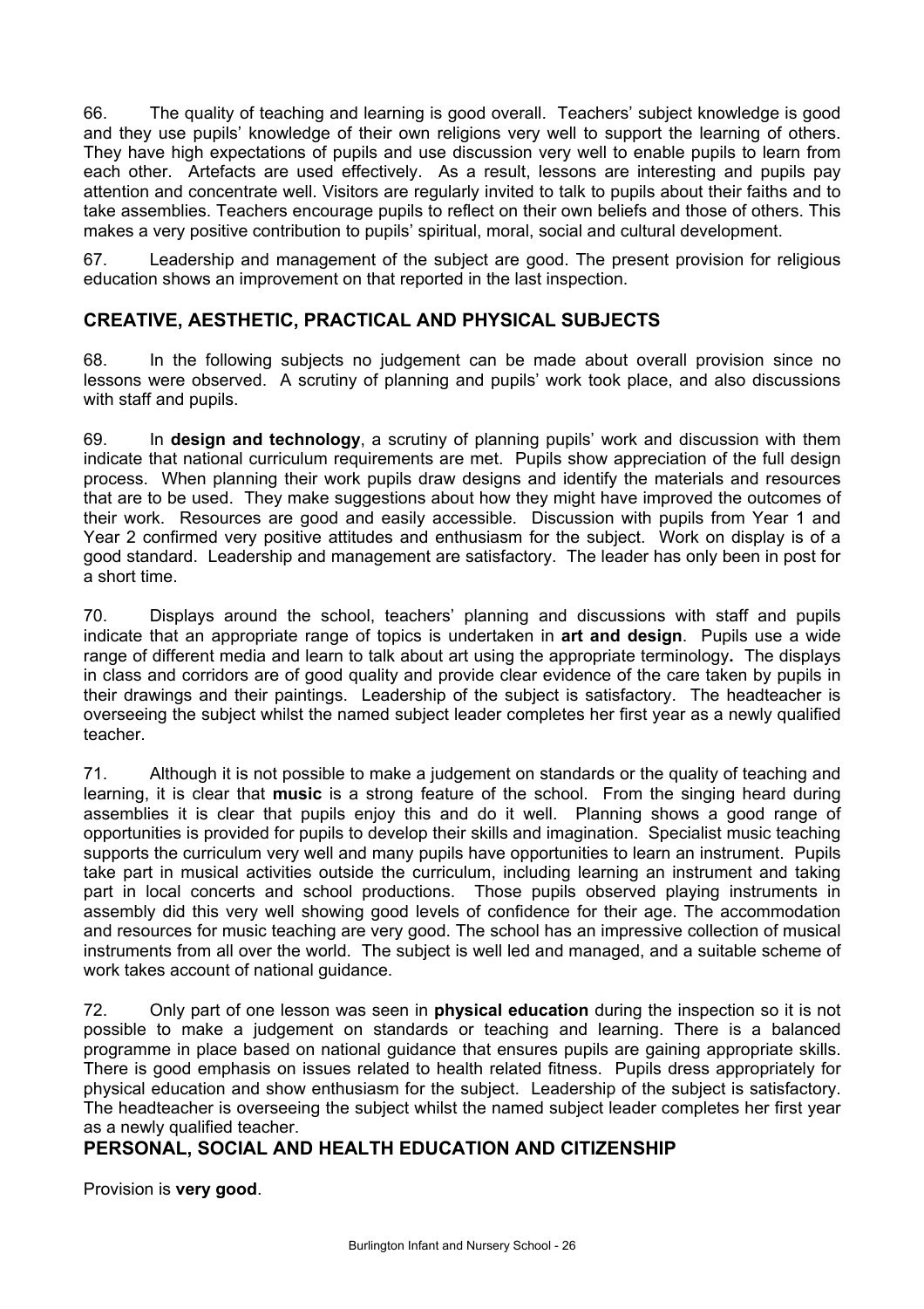66. The quality of teaching and learning is good overall. Teachers' subject knowledge is good and they use pupils' knowledge of their own religions very well to support the learning of others. They have high expectations of pupils and use discussion very well to enable pupils to learn from each other. Artefacts are used effectively. As a result, lessons are interesting and pupils pay attention and concentrate well. Visitors are regularly invited to talk to pupils about their faiths and to take assemblies. Teachers encourage pupils to reflect on their own beliefs and those of others. This makes a very positive contribution to pupils' spiritual, moral, social and cultural development.

67. Leadership and management of the subject are good. The present provision for religious education shows an improvement on that reported in the last inspection.

## CREATIVE, AESTHETIC, PRACTICAL AND PHYSICAL SUBJECTS

68. In the following subjects no judgement can be made about overall provision since no lessons were observed. A scrutiny of planning and pupils' work took place, and also discussions with staff and pupils.

69. In **design and technology**, a scrutiny of planning pupils' work and discussion with them indicate that national curriculum requirements are met. Pupils show appreciation of the full design process. When planning their work pupils draw designs and identify the materials and resources that are to be used. They make suggestions about how they might have improved the outcomes of their work. Resources are good and easily accessible. Discussion with pupils from Year 1 and Year 2 confirmed very positive attitudes and enthusiasm for the subject. Work on display is of a good standard. Leadership and management are satisfactory. The leader has only been in post for a short time.

70. Displays around the school, teachers' planning and discussions with staff and pupils indicate that an appropriate range of topics is undertaken in **art and design**. Pupils use a wide range of different media and learn to talk about art using the appropriate terminology**.** The displays in class and corridors are of good quality and provide clear evidence of the care taken by pupils in their drawings and their paintings. Leadership of the subject is satisfactory. The headteacher is overseeing the subject whilst the named subject leader completes her first year as a newly qualified teacher.

71. Although it is not possible to make a judgement on standards or the quality of teaching and learning, it is clear that **music** is a strong feature of the school. From the singing heard during assemblies it is clear that pupils enjoy this and do it well. Planning shows a good range of opportunities is provided for pupils to develop their skills and imagination. Specialist music teaching supports the curriculum very well and many pupils have opportunities to learn an instrument. Pupils take part in musical activities outside the curriculum, including learning an instrument and taking part in local concerts and school productions. Those pupils observed playing instruments in assembly did this very well showing good levels of confidence for their age. The accommodation and resources for music teaching are very good. The school has an impressive collection of musical instruments from all over the world. The subject is well led and managed, and a suitable scheme of work takes account of national guidance.

72. Only part of one lesson was seen in **physical education** during the inspection so it is not possible to make a judgement on standards or teaching and learning. There is a balanced programme in place based on national guidance that ensures pupils are gaining appropriate skills. There is good emphasis on issues related to health related fitness. Pupils dress appropriately for physical education and show enthusiasm for the subject. Leadership of the subject is satisfactory. The headteacher is overseeing the subject whilst the named subject leader completes her first year as a newly qualified teacher.

## PERSONAL, SOCIAL AND HEALTH EDUCATION AND CITIZENSHIP

Provision is **very good**.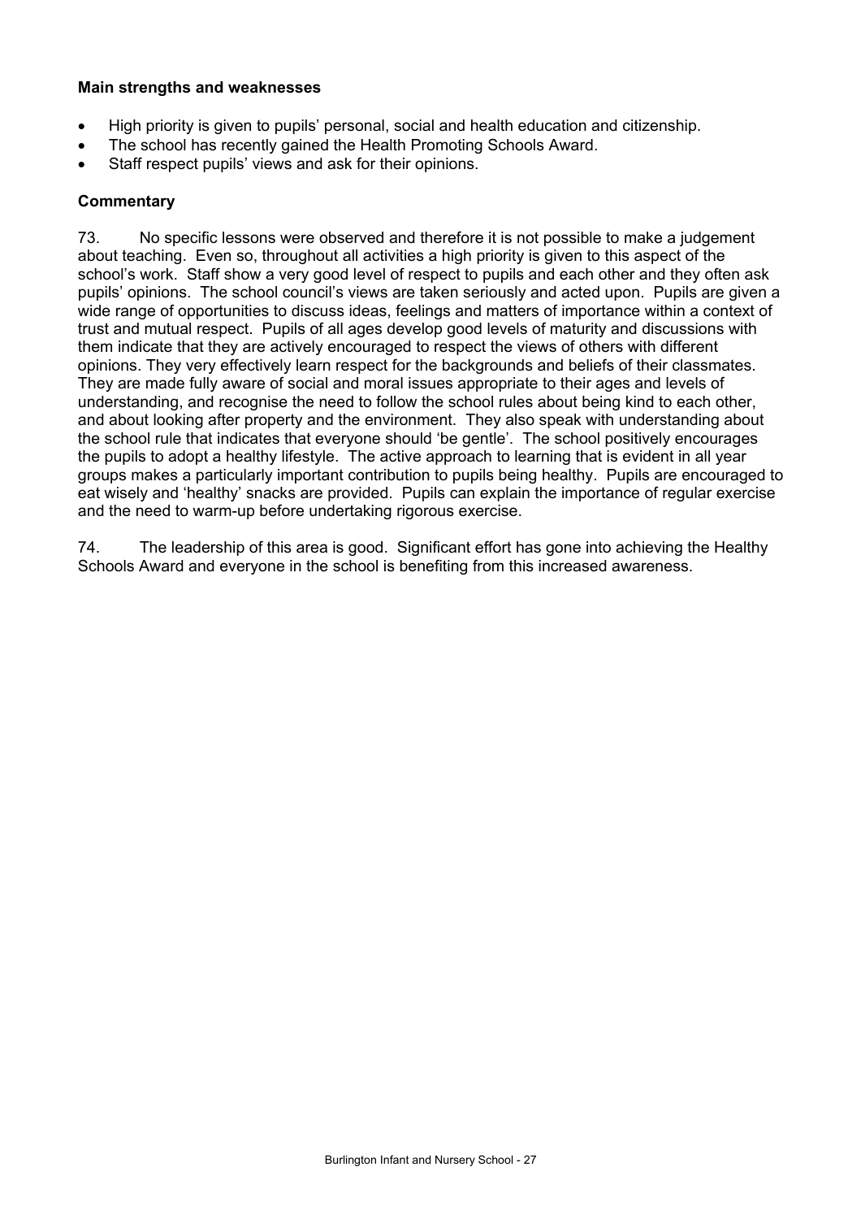**Main strengths and weaknesses**

- High priority is given to pupils' personal, social and health education and citizenship.
- The school has recently gained the Health Promoting Schools Award.
- Staff respect pupils' views and ask for their opinions.

**Commentary**

73. No specific lessons were observed and therefore it is not possible to make a judgement about teaching. Even so, throughout all activities a high priority is given to this aspect of the school's work. Staff show a very good level of respect to pupils and each other and they often ask pupils' opinions. The school council's views are taken seriously and acted upon. Pupils are given a wide range of opportunities to discuss ideas, feelings and matters of importance within a context of trust and mutual respect. Pupils of all ages develop good levels of maturity and discussions with them indicate that they are actively encouraged to respect the views of others with different opinions. They very effectively learn respect for the backgrounds and beliefs of their classmates. They are made fully aware of social and moral issues appropriate to their ages and levels of understanding, and recognise the need to follow the school rules about being kind to each other, and about looking after property and the environment. They also speak with understanding about the school rule that indicates that everyone should 'be gentle'. The school positively encourages the pupils to adopt a healthy lifestyle. The active approach to learning that is evident in all year groups makes a particularly important contribution to pupils being healthy. Pupils are encouraged to eat wisely and 'healthy' snacks are provided. Pupils can explain the importance of regular exercise and the need to warm-up before undertaking rigorous exercise.

74. The leadership of this area is good. Significant effort has gone into achieving the Healthy Schools Award and everyone in the school is benefiting from this increased awareness.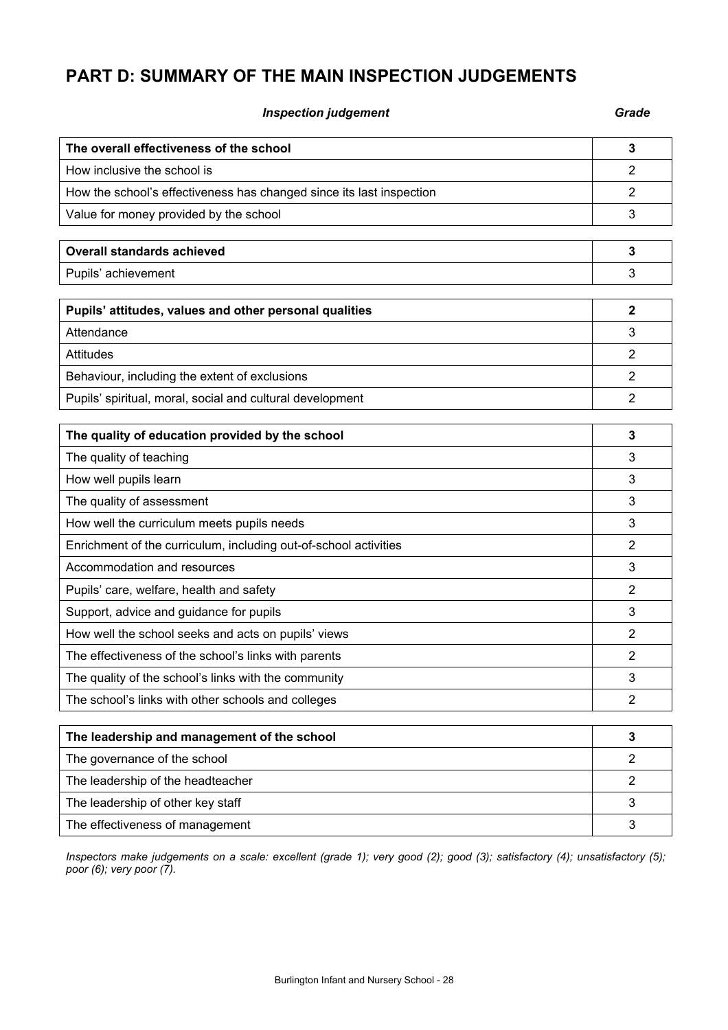# PART D: SUMMARY OF THE MAIN INSPECTION JUDGEMENTS

| *Inspection judgement* | *Grade* |
|---|---|
| **The overall effectiveness of the school** | **3** |
| How inclusive the school is | 2 |
| How the school's effectiveness has changed since its last inspection | 2 |
| Value for money provided by the school | 3 |
| **Overall standards achieved** | **3** |
| Pupils' achievement | 3 |
| **Pupils' attitudes, values and other personal qualities** | **2** |
| Attendance | 3 |
| Attitudes | 2 |
| Behaviour, including the extent of exclusions | 2 |
| Pupils' spiritual, moral, social and cultural development | 2 |
| **The quality of education provided by the school** | **3** |
| The quality of teaching | 3 |
| How well pupils learn | 3 |
| The quality of assessment | 3 |
| How well the curriculum meets pupils needs | 3 |
| Enrichment of the curriculum, including out-of-school activities | 2 |
| Accommodation and resources | 3 |
| Pupils' care, welfare, health and safety | 2 |
| Support, advice and guidance for pupils | 3 |
| How well the school seeks and acts on pupils' views | 2 |
| The effectiveness of the school's links with parents | 2 |
| The quality of the school's links with the community | 3 |
| The school's links with other schools and colleges | 2 |
| **The leadership and management of the school** | **3** |
| The governance of the school | 2 |
| The leadership of the headteacher | 2 |
| The leadership of other key staff | 3 |
| The effectiveness of management | 3 |

*Inspectors make judgements on a scale: excellent (grade 1); very good (2); good (3); satisfactory (4); unsatisfactory (5); poor (6); very poor (7).*